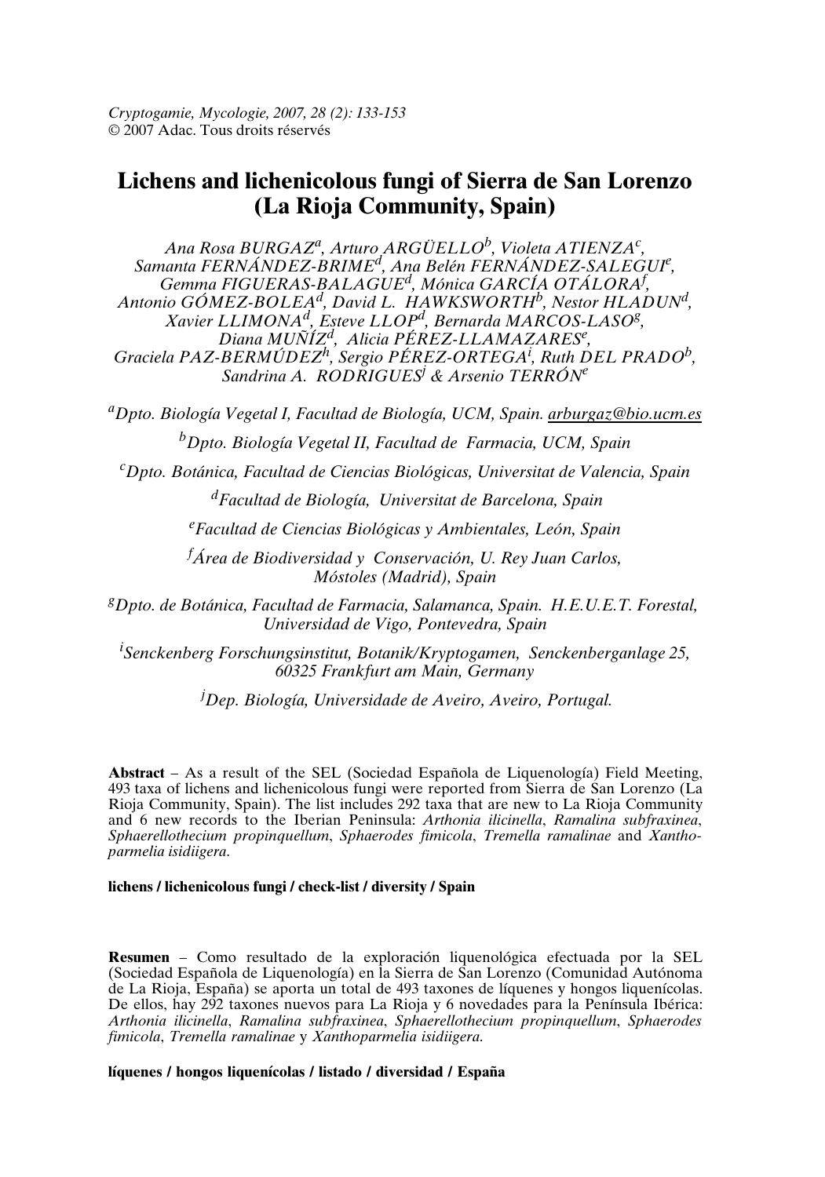*Cryptogamie, Mycologie, 2007, 28 (2): 133-153*
© 2007 Adac. Tous droits réservés

# Lichens and lichenicolous fungi of Sierra de San Lorenzo (La Rioja Community, Spain)

*Ana Rosa BURGAZ[a], Arturo ARGÜELLO[b], Violeta ATIENZA[c], Samanta FERNÁNDEZ-BRIME[d], Ana Belén FERNÁNDEZ-SALEGUI[e], Gemma FIGUERAS-BALAGUE[d], Mónica GARCÍA OTÁLORA[f], Antonio GÓMEZ-BOLEA[d], David L. HAWKSWORTH[b], Nestor HLADUN[d], Xavier LLIMONA[d], Esteve LLOP[d], Bernarda MARCOS-LASO[g], Diana MUÑÍZ[d], Alicia PÉREZ-LLAMAZARES[e], Graciela PAZ-BERMÚDEZ[h], Sergio PÉREZ-ORTEGA[i], Ruth DEL PRADO[b], Sandrina A. RODRIGUES[j] & Arsenio TERRÓN[e]*

[a]*Dpto. Biología Vegetal I, Facultad de Biología, UCM, Spain. arburgaz@bio.ucm.es*

[b]*Dpto. Biología Vegetal II, Facultad de Farmacia, UCM, Spain*

[c]*Dpto. Botánica, Facultad de Ciencias Biológicas, Universitat de Valencia, Spain*

[d]*Facultad de Biología, Universitat de Barcelona, Spain*

[e]*Facultad de Ciencias Biológicas y Ambientales, León, Spain*

[f]*Área de Biodiversidad y Conservación, U. Rey Juan Carlos, Móstoles (Madrid), Spain*

[g]*Dpto. de Botánica, Facultad de Farmacia, Salamanca, Spain. H.E.U.E.T. Forestal, Universidad de Vigo, Pontevedra, Spain*

[i]*Senckenberg Forschungsinstitut, Botanik/Kryptogamen, Senckenberganlage 25, 60325 Frankfurt am Main, Germany*

[j]*Dep. Biología, Universidade de Aveiro, Aveiro, Portugal.*

**Abstract** – As a result of the SEL (Sociedad Española de Liquenología) Field Meeting, 493 taxa of lichens and lichenicolous fungi were reported from Sierra de San Lorenzo (La Rioja Community, Spain). The list includes 292 taxa that are new to La Rioja Community and 6 new records to the Iberian Peninsula: *Arthonia ilicinella*, *Ramalina subfraxinea*, *Sphaerellothecium propinquellum*, *Sphaerodes fimicola*, *Tremella ramalinae* and *Xanthoparmelia isidiigera*.

**lichens / lichenicolous fungi / check-list / diversity / Spain**

**Resumen** – Como resultado de la exploración liquenológica efectuada por la SEL (Sociedad Española de Liquenología) en la Sierra de San Lorenzo (Comunidad Autónoma de La Rioja, España) se aporta un total de 493 taxones de líquenes y hongos liquenícolas. De ellos, hay 292 taxones nuevos para La Rioja y 6 novedades para la Península Ibérica: *Arthonia ilicinella*, *Ramalina subfraxinea*, *Sphaerellothecium propinquellum*, *Sphaerodes fimicola*, *Tremella ramalinae* y *Xanthoparmelia isidiigera*.

**líquenes / hongos liquenícolas / listado / diversidad / España**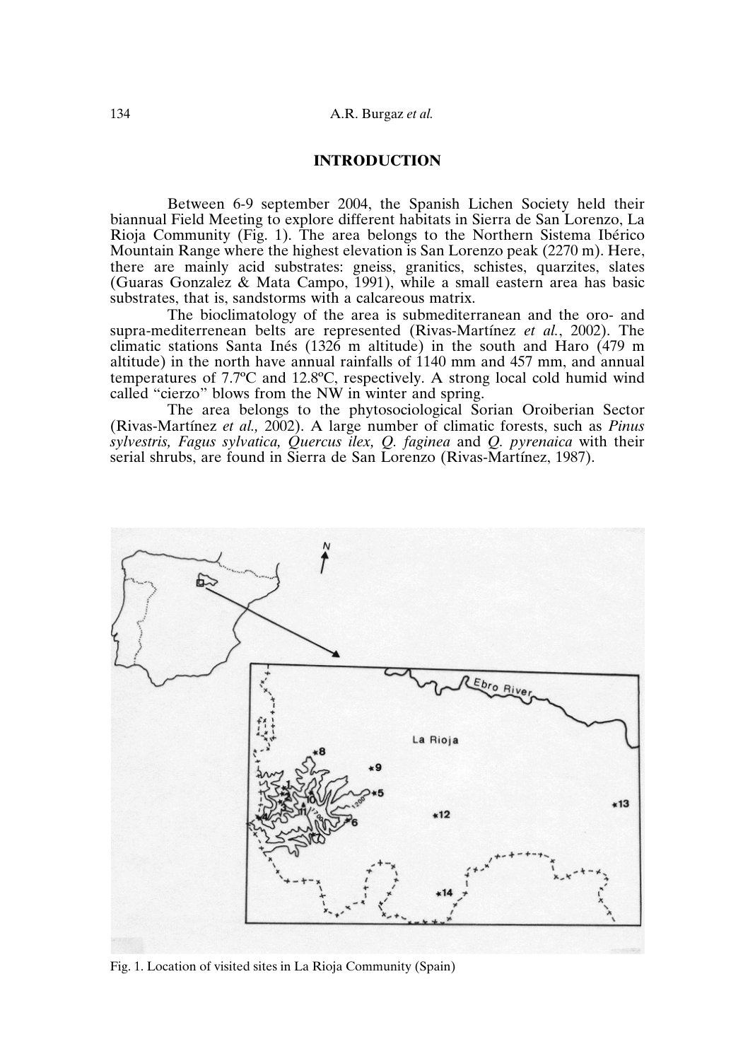## INTRODUCTION

Between 6-9 september 2004, the Spanish Lichen Society held their biannual Field Meeting to explore different habitats in Sierra de San Lorenzo, La Rioja Community (Fig. 1). The area belongs to the Northern Sistema Ibérico Mountain Range where the highest elevation is San Lorenzo peak (2270 m). Here, there are mainly acid substrates: gneiss, granitics, schistes, quarzites, slates (Guaras Gonzalez & Mata Campo, 1991), while a small eastern area has basic substrates, that is, sandstorms with a calcareous matrix.

The bioclimatology of the area is submediterranean and the oro- and supra-mediterrenean belts are represented (Rivas-Martínez *et al.*, 2002). The climatic stations Santa Inés (1326 m altitude) in the south and Haro (479 m altitude) in the north have annual rainfalls of 1140 mm and 457 mm, and annual temperatures of 7.7ºC and 12.8ºC, respectively. A strong local cold humid wind called "cierzo" blows from the NW in winter and spring.

The area belongs to the phytosociological Sorian Oroiberian Sector (Rivas-Martínez *et al.,* 2002). A large number of climatic forests, such as *Pinus sylvestris, Fagus sylvatica, Quercus ilex, Q. faginea* and *Q. pyrenaica* with their serial shrubs, are found in Sierra de San Lorenzo (Rivas-Martínez, 1987).

Fig. 1. Location of visited sites in La Rioja Community (Spain)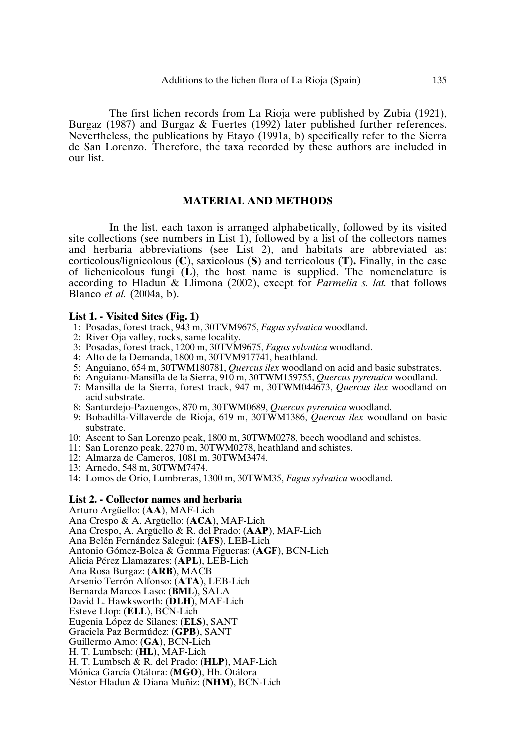The first lichen records from La Rioja were published by Zubia (1921), Burgaz (1987) and Burgaz & Fuertes (1992) later published further references. Nevertheless, the publications by Etayo (1991a, b) specifically refer to the Sierra de San Lorenzo. Therefore, the taxa recorded by these authors are included in our list.

## MATERIAL AND METHODS

In the list, each taxon is arranged alphabetically, followed by its visited site collections (see numbers in List 1), followed by a list of the collectors names and herbaria abbreviations (see List 2), and habitats are abbreviated as: corticolous/lignicolous (**C**), saxicolous (**S**) and terricolous (**T**)**.** Finally, in the case of lichenicolous fungi (**L**), the host name is supplied. The nomenclature is according to Hladun & Llimona (2002), except for *Parmelia s. lat.* that follows Blanco *et al.* (2004a, b).

### List 1. - Visited Sites (Fig. 1)

1: Posadas, forest track, 943 m, 30TVM9675, *Fagus sylvatica* woodland.
2: River Oja valley, rocks, same locality.
3: Posadas, forest track, 1200 m, 30TVM9675, *Fagus sylvatica* woodland.
4: Alto de la Demanda, 1800 m, 30TVM917741, heathland.
5: Anguiano, 654 m, 30TWM180781, *Quercus ilex* woodland on acid and basic substrates.
6: Anguiano-Mansilla de la Sierra, 910 m, 30TWM159755, *Quercus pyrenaica* woodland.
7: Mansilla de la Sierra, forest track, 947 m, 30TWM044673, *Quercus ilex* woodland on acid substrate.
8: Santurdejo-Pazuengos, 870 m, 30TWM0689, *Quercus pyrenaica* woodland.
9: Bobadilla-Villaverde de Rioja, 619 m, 30TWM1386, *Quercus ilex* woodland on basic substrate.
10: Ascent to San Lorenzo peak, 1800 m, 30TWM0278, beech woodland and schistes.
11: San Lorenzo peak, 2270 m, 30TWM0278, heathland and schistes.
12: Almarza de Cameros, 1081 m, 30TWM3474.
13: Arnedo, 548 m, 30TWM7474.
14: Lomos de Orio, Lumbreras, 1300 m, 30TWM35, *Fagus sylvatica* woodland.

### List 2. - Collector names and herbaria

Arturo Argüello: (**AA**), MAF-Lich
Ana Crespo & A. Argüello: (**ACA**), MAF-Lich
Ana Crespo, A. Argüello & R. del Prado: (**AAP**), MAF-Lich
Ana Belén Fernández Salegui: (**AFS**), LEB-Lich
Antonio Gómez-Bolea & Gemma Figueras: (**AGF**), BCN-Lich
Alicia Pérez Llamazares: (**APL**), LEB-Lich
Ana Rosa Burgaz: (**ARB**), MACB
Arsenio Terrón Alfonso: (**ATA**), LEB-Lich
Bernarda Marcos Laso: (**BML**), SALA
David L. Hawksworth: (**DLH**), MAF-Lich
Esteve Llop: (**ELL**), BCN-Lich
Eugenia López de Silanes: (**ELS**), SANT
Graciela Paz Bermúdez: (**GPB**), SANT
Guillermo Amo: (**GA**), BCN-Lich
H. T. Lumbsch: (**HL**), MAF-Lich
H. T. Lumbsch & R. del Prado: (**HLP**), MAF-Lich
Mónica García Otálora: (**MGO**), Hb. Otálora
Néstor Hladun & Diana Muñiz: (**NHM**), BCN-Lich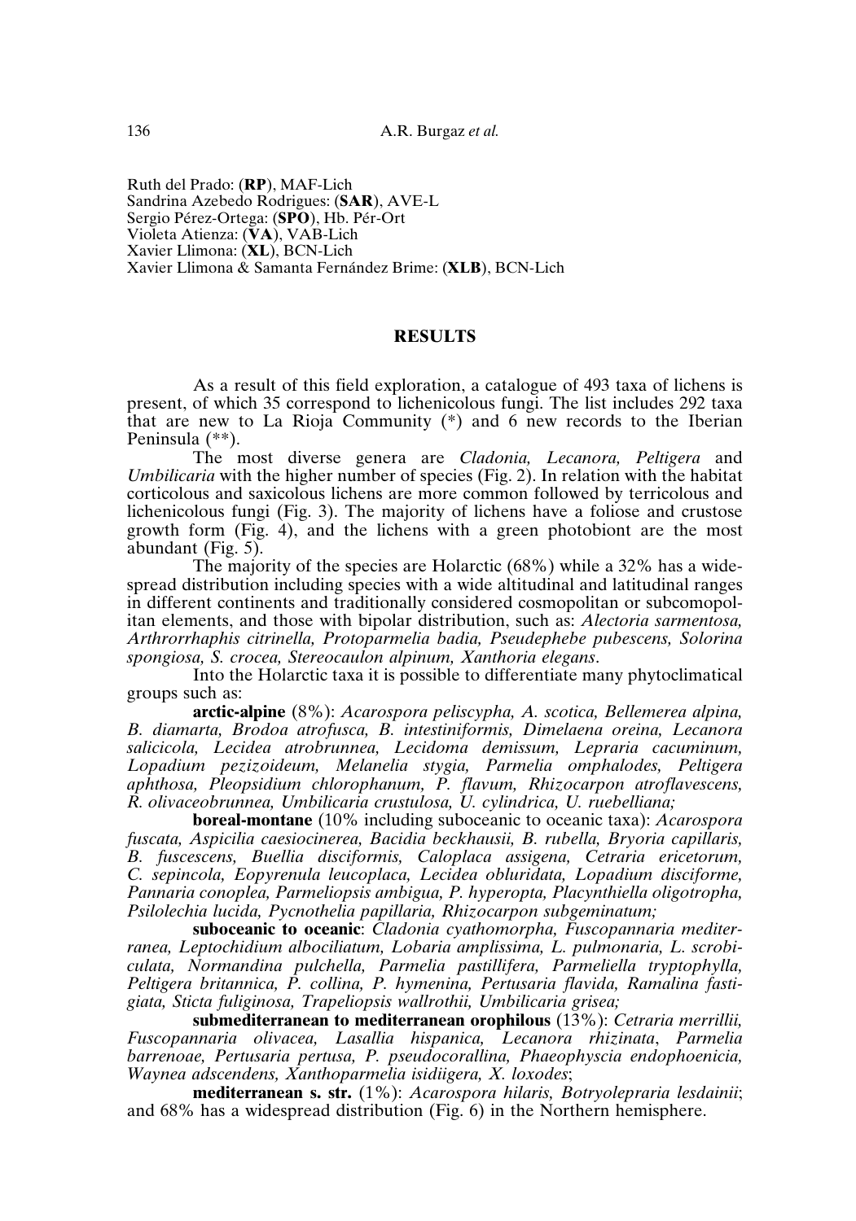Ruth del Prado: (**RP**), MAF-Lich
Sandrina Azebedo Rodrigues: (**SAR**), AVE-L
Sergio Pérez-Ortega: (**SPO**), Hb. Pér-Ort
Violeta Atienza: (**VA**), VAB-Lich
Xavier Llimona: (**XL**), BCN-Lich
Xavier Llimona & Samanta Fernández Brime: (**XLB**), BCN-Lich

## RESULTS

As a result of this field exploration, a catalogue of 493 taxa of lichens is present, of which 35 correspond to lichenicolous fungi. The list includes 292 taxa that are new to La Rioja Community (*) and 6 new records to the Iberian Peninsula (**).

The most diverse genera are *Cladonia, Lecanora, Peltigera* and *Umbilicaria* with the higher number of species (Fig. 2). In relation with the habitat corticolous and saxicolous lichens are more common followed by terricolous and lichenicolous fungi (Fig. 3). The majority of lichens have a foliose and crustose growth form (Fig. 4), and the lichens with a green photobiont are the most abundant (Fig. 5).

The majority of the species are Holarctic (68%) while a 32% has a wide-spread distribution including species with a wide altitudinal and latitudinal ranges in different continents and traditionally considered cosmopolitan or subcomopolitan elements, and those with bipolar distribution, such as: *Alectoria sarmentosa, Arthrorrhaphis citrinella, Protoparmelia badia, Pseudephebe pubescens, Solorina spongiosa, S. crocea, Stereocaulon alpinum, Xanthoria elegans*.

Into the Holarctic taxa it is possible to differentiate many phytoclimatical groups such as:

**arctic-alpine** (8%): *Acarospora peliscypha, A. scotica, Bellemerea alpina, B. diamarta, Brodoa atrofusca, B. intestiniformis, Dimelaena oreina, Lecanora salicicola, Lecidea atrobrunnea, Lecidoma demissum, Lepraria cacuminum, Lopadium pezizoideum, Melanelia stygia, Parmelia omphalodes, Peltigera aphthosa, Pleopsidium chlorophanum, P. flavum, Rhizocarpon atroflavescens, R. olivaceobrunnea, Umbilicaria crustulosa, U. cylindrica, U. ruebelliana;*

**boreal-montane** (10% including suboceanic to oceanic taxa): *Acarospora fuscata, Aspicilia caesiocinerea, Bacidia beckhausii, B. rubella, Bryoria capillaris, B. fuscescens, Buellia disciformis, Caloplaca assigena, Cetraria ericetorum, C. sepincola, Eopyrenula leucoplaca, Lecidea obluridata, Lopadium disciforme, Pannaria conoplea, Parmeliopsis ambigua, P. hyperopta, Placynthiella oligotropha, Psilolechia lucida, Pycnothelia papillaria, Rhizocarpon subgeminatum;*

**suboceanic to oceanic**: *Cladonia cyathomorpha, Fuscopannaria mediterranea, Leptochidium albociliatum, Lobaria amplissima, L. pulmonaria, L. scrobiculata, Normandina pulchella, Parmelia pastillifera, Parmeliella tryptophylla, Peltigera britannica, P. collina, P. hymenina, Pertusaria flavida, Ramalina fastigiata, Sticta fuliginosa, Trapeliopsis wallrothii, Umbilicaria grisea;*

**submediterranean to mediterranean orophilous** (13%): *Cetraria merrillii, Fuscopannaria olivacea, Lasallia hispanica, Lecanora rhizinata*, *Parmelia barrenoae, Pertusaria pertusa, P. pseudocorallina, Phaeophyscia endophoenicia, Waynea adscendens, Xanthoparmelia isidiigera, X. loxodes*;

**mediterranean s. str.** (1%): *Acarospora hilaris, Botryolepraria lesdainii*; and 68% has a widespread distribution (Fig. 6) in the Northern hemisphere.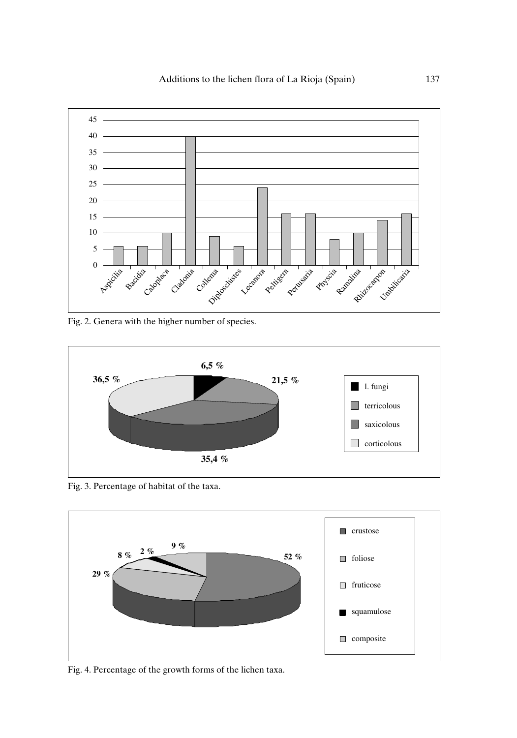Fig. 2. Genera with the higher number of species.

Fig. 3. Percentage of habitat of the taxa.

Fig. 4. Percentage of the growth forms of the lichen taxa.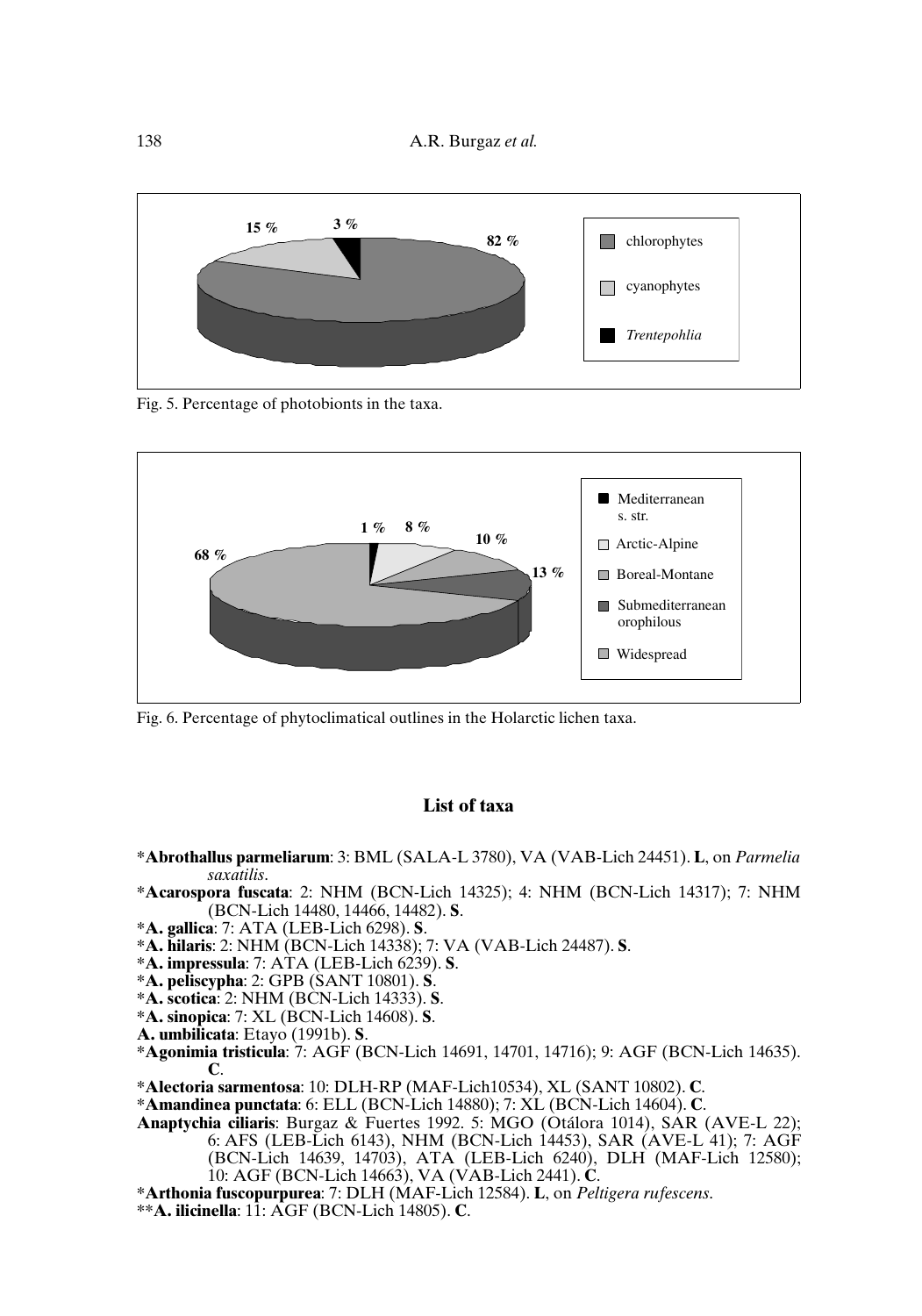Fig. 5. Percentage of photobionts in the taxa.

Fig. 6. Percentage of phytoclimatical outlines in the Holarctic lichen taxa.

## List of taxa

*__Abrothallus parmeliarum__: 3: BML (SALA-L 3780), VA (VAB-Lich 24451). **L**, on *Parmelia saxatilis*.

*__Acarospora fuscata__: 2: NHM (BCN-Lich 14325); 4: NHM (BCN-Lich 14317); 7: NHM (BCN-Lich 14480, 14466, 14482). **S**.

*__A. gallica__: 7: ATA (LEB-Lich 6298). **S**.

*__A. hilaris__: 2: NHM (BCN-Lich 14338); 7: VA (VAB-Lich 24487). **S**.

*__A. impressula__: 7: ATA (LEB-Lich 6239). **S**.

*__A. peliscypha__: 2: GPB (SANT 10801). **S**.

*__A. scotica__: 2: NHM (BCN-Lich 14333). **S**.

*__A. sinopica__: 7: XL (BCN-Lich 14608). **S**.

**A. umbilicata**: Etayo (1991b). **S**.

*__Agonimia tristicula__: 7: AGF (BCN-Lich 14691, 14701, 14716); 9: AGF (BCN-Lich 14635). **C**.

*__Alectoria sarmentosa__: 10: DLH-RP (MAF-Lich10534), XL (SANT 10802). **C**.

*__Amandinea punctata__: 6: ELL (BCN-Lich 14880); 7: XL (BCN-Lich 14604). **C**.

**Anaptychia ciliaris**: Burgaz & Fuertes 1992. 5: MGO (Otálora 1014), SAR (AVE-L 22); 6: AFS (LEB-Lich 6143), NHM (BCN-Lich 14453), SAR (AVE-L 41); 7: AGF (BCN-Lich 14639, 14703), ATA (LEB-Lich 6240), DLH (MAF-Lich 12580); 10: AGF (BCN-Lich 14663), VA (VAB-Lich 2441). **C**.

*__Arthonia fuscopurpurea__: 7: DLH (MAF-Lich 12584). **L**, on *Peltigera rufescens*.

**__A. ilicinella__: 11: AGF (BCN-Lich 14805). **C**.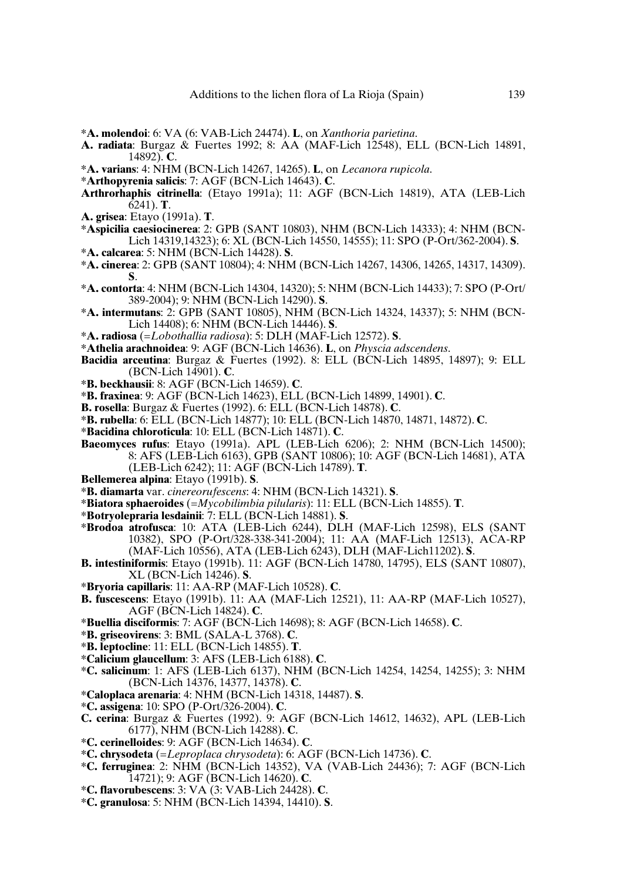***A. molendoi**: 6: VA (6: VAB-Lich 24474). **L**, on *Xanthoria parietina*.

**A. radiata**: Burgaz & Fuertes 1992; 8: AA (MAF-Lich 12548), ELL (BCN-Lich 14891, 14892). **C**.

***A. varians**: 4: NHM (BCN-Lich 14267, 14265). **L**, on *Lecanora rupicola*.

***Arthopyrenia salicis**: 7: AGF (BCN-Lich 14643). **C**.

**Arthrorhaphis citrinella**: (Etayo 1991a); 11: AGF (BCN-Lich 14819), ATA (LEB-Lich 6241). **T**.

**A. grisea**: Etayo (1991a). **T**.

***Aspicilia caesiocinerea**: 2: GPB (SANT 10803), NHM (BCN-Lich 14333); 4: NHM (BCN-Lich 14319,14323); 6: XL (BCN-Lich 14550, 14555); 11: SPO (P-Ort/362-2004). **S**.

***A. calcarea**: 5: NHM (BCN-Lich 14428). **S**.

***A. cinerea**: 2: GPB (SANT 10804); 4: NHM (BCN-Lich 14267, 14306, 14265, 14317, 14309). **S**.

***A. contorta**: 4: NHM (BCN-Lich 14304, 14320); 5: NHM (BCN-Lich 14433); 7: SPO (P-Ort/389-2004); 9: NHM (BCN-Lich 14290). **S**.

***A. intermutans**: 2: GPB (SANT 10805), NHM (BCN-Lich 14324, 14337); 5: NHM (BCN-Lich 14408); 6: NHM (BCN-Lich 14446). **S**.

***A. radiosa** (=*Lobothallia radiosa*): 5: DLH (MAF-Lich 12572). **S**.

***Athelia arachnoidea**: 9: AGF (BCN-Lich 14636). **L**, on *Physcia adscendens*.

**Bacidia arceutina**: Burgaz & Fuertes (1992). 8: ELL (BCN-Lich 14895, 14897); 9: ELL (BCN-Lich 14901). **C**.

***B. beckhausii**: 8: AGF (BCN-Lich 14659). **C**.

***B. fraxinea**: 9: AGF (BCN-Lich 14623), ELL (BCN-Lich 14899, 14901). **C**.

**B. rosella**: Burgaz & Fuertes (1992). 6: ELL (BCN-Lich 14878). **C**.

***B. rubella**: 6: ELL (BCN-Lich 14877); 10: ELL (BCN-Lich 14870, 14871, 14872). **C**.

***Bacidina chloroticula**: 10: ELL (BCN-Lich 14871). **C**.

**Baeomyces rufus**: Etayo (1991a). APL (LEB-Lich 6206); 2: NHM (BCN-Lich 14500); 8: AFS (LEB-Lich 6163), GPB (SANT 10806); 10: AGF (BCN-Lich 14681), ATA (LEB-Lich 6242); 11: AGF (BCN-Lich 14789). **T**.

**Bellemerea alpina**: Etayo (1991b). **S**.

***B. diamarta** var. *cinereorufescens*: 4: NHM (BCN-Lich 14321). **S**.

***Biatora sphaeroides** (=*Mycobilimbia pilularis*): 11: ELL (BCN-Lich 14855). **T**.

***Botryolepraria lesdainii**: 7: ELL (BCN-Lich 14881). **S**.

***Brodoa atrofusca**: 10: ATA (LEB-Lich 6244), DLH (MAF-Lich 12598), ELS (SANT 10382), SPO (P-Ort/328-338-341-2004); 11: AA (MAF-Lich 12513), ACA-RP (MAF-Lich 10556), ATA (LEB-Lich 6243), DLH (MAF-Lich11202). **S**.

**B. intestiniformis**: Etayo (1991b). 11: AGF (BCN-Lich 14780, 14795), ELS (SANT 10807), XL (BCN-Lich 14246). **S**.

***Bryoria capillaris**: 11: AA-RP (MAF-Lich 10528). **C**.

**B. fuscescens**: Etayo (1991b). 11: AA (MAF-Lich 12521), 11: AA-RP (MAF-Lich 10527), AGF (BCN-Lich 14824). **C**.

***Buellia disciformis**: 7: AGF (BCN-Lich 14698); 8: AGF (BCN-Lich 14658). **C**.

***B. griseovirens**: 3: BML (SALA-L 3768). **C**.

***B. leptocline**: 11: ELL (BCN-Lich 14855). **T**.

***Calicium glaucellum**: 3: AFS (LEB-Lich 6188). **C**.

***C. salicinum**: 1: AFS (LEB-Lich 6137), NHM (BCN-Lich 14254, 14254, 14255); 3: NHM (BCN-Lich 14376, 14377, 14378). **C**.

***Caloplaca arenaria**: 4: NHM (BCN-Lich 14318, 14487). **S**.

***C. assigena**: 10: SPO (P-Ort/326-2004). **C**.

**C. cerina**: Burgaz & Fuertes (1992). 9: AGF (BCN-Lich 14612, 14632), APL (LEB-Lich 6177), NHM (BCN-Lich 14288). **C**.

***C. cerinelloides**: 9: AGF (BCN-Lich 14634). **C**.

***C. chrysodeta** (=*Leproplaca chrysodeta*): 6: AGF (BCN-Lich 14736). **C**.

***C. ferruginea**: 2: NHM (BCN-Lich 14352), VA (VAB-Lich 24436); 7: AGF (BCN-Lich 14721); 9: AGF (BCN-Lich 14620). **C**.

***C. flavorubescens**: 3: VA (3: VAB-Lich 24428). **C**.

***C. granulosa**: 5: NHM (BCN-Lich 14394, 14410). **S**.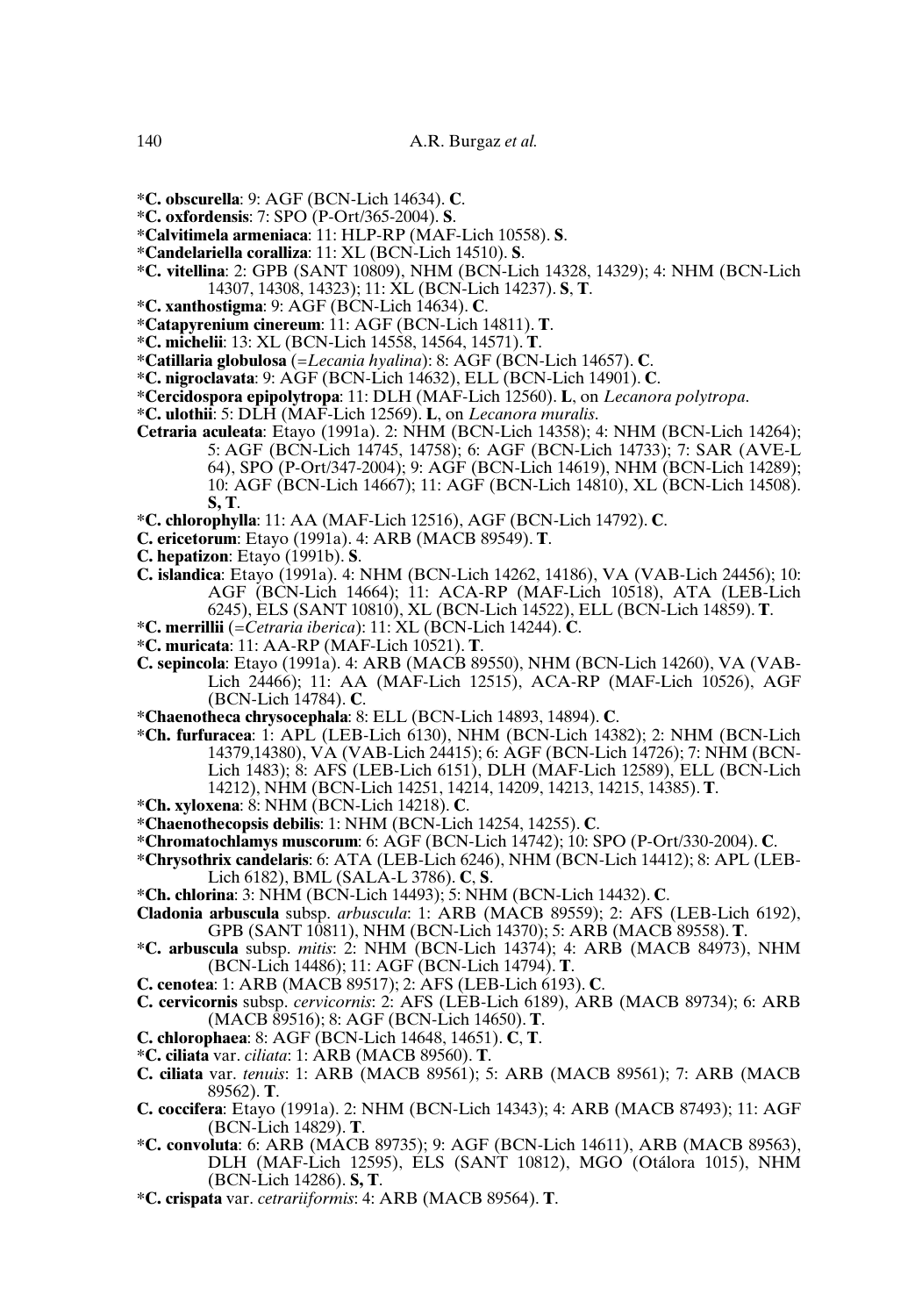***C. obscurella**: 9: AGF (BCN-Lich 14634). **C**.

***C. oxfordensis**: 7: SPO (P-Ort/365-2004). **S**.

***Calvitimela armeniaca**: 11: HLP-RP (MAF-Lich 10558). **S**.

***Candelariella coralliza**: 11: XL (BCN-Lich 14510). **S**.

***C. vitellina**: 2: GPB (SANT 10809), NHM (BCN-Lich 14328, 14329); 4: NHM (BCN-Lich 14307, 14308, 14323); 11: XL (BCN-Lich 14237). **S**, **T**.

***C. xanthostigma**: 9: AGF (BCN-Lich 14634). **C**.

***Catapyrenium cinereum**: 11: AGF (BCN-Lich 14811). **T**.

***C. michelii**: 13: XL (BCN-Lich 14558, 14564, 14571). **T**.

***Catillaria globulosa** (=*Lecania hyalina*): 8: AGF (BCN-Lich 14657). **C**.

***C. nigroclavata**: 9: AGF (BCN-Lich 14632), ELL (BCN-Lich 14901). **C**.

***Cercidospora epipolytropa**: 11: DLH (MAF-Lich 12560). **L**, on *Lecanora polytropa*.

***C. ulothii**: 5: DLH (MAF-Lich 12569). **L**, on *Lecanora muralis*.

**Cetraria aculeata**: Etayo (1991a). 2: NHM (BCN-Lich 14358); 4: NHM (BCN-Lich 14264); 5: AGF (BCN-Lich 14745, 14758); 6: AGF (BCN-Lich 14733); 7: SAR (AVE-L 64), SPO (P-Ort/347-2004); 9: AGF (BCN-Lich 14619), NHM (BCN-Lich 14289); 10: AGF (BCN-Lich 14667); 11: AGF (BCN-Lich 14810), XL (BCN-Lich 14508). **S, T**.

***C. chlorophylla**: 11: AA (MAF-Lich 12516), AGF (BCN-Lich 14792). **C**.

**C. ericetorum**: Etayo (1991a). 4: ARB (MACB 89549). **T**.

**C. hepatizon**: Etayo (1991b). **S**.

**C. islandica**: Etayo (1991a). 4: NHM (BCN-Lich 14262, 14186), VA (VAB-Lich 24456); 10: AGF (BCN-Lich 14664); 11: ACA-RP (MAF-Lich 10518), ATA (LEB-Lich 6245), ELS (SANT 10810), XL (BCN-Lich 14522), ELL (BCN-Lich 14859). **T**.

***C. merrillii** (=*Cetraria iberica*): 11: XL (BCN-Lich 14244). **C**.

***C. muricata**: 11: AA-RP (MAF-Lich 10521). **T**.

**C. sepincola**: Etayo (1991a). 4: ARB (MACB 89550), NHM (BCN-Lich 14260), VA (VAB-Lich 24466); 11: AA (MAF-Lich 12515), ACA-RP (MAF-Lich 10526), AGF (BCN-Lich 14784). **C**.

***Chaenotheca chrysocephala**: 8: ELL (BCN-Lich 14893, 14894). **C**.

***Ch. furfuracea**: 1: APL (LEB-Lich 6130), NHM (BCN-Lich 14382); 2: NHM (BCN-Lich 14379,14380), VA (VAB-Lich 24415); 6: AGF (BCN-Lich 14726); 7: NHM (BCN-Lich 1483); 8: AFS (LEB-Lich 6151), DLH (MAF-Lich 12589), ELL (BCN-Lich 14212), NHM (BCN-Lich 14251, 14214, 14209, 14213, 14215, 14385). **T**.

***Ch. xyloxena**: 8: NHM (BCN-Lich 14218). **C**.

***Chaenothecopsis debilis**: 1: NHM (BCN-Lich 14254, 14255). **C**.

***Chromatochlamys muscorum**: 6: AGF (BCN-Lich 14742); 10: SPO (P-Ort/330-2004). **C**.

***Chrysothrix candelaris**: 6: ATA (LEB-Lich 6246), NHM (BCN-Lich 14412); 8: APL (LEB-Lich 6182), BML (SALA-L 3786). **C**, **S**.

***Ch. chlorina**: 3: NHM (BCN-Lich 14493); 5: NHM (BCN-Lich 14432). **C**.

**Cladonia arbuscula** subsp. *arbuscula*: 1: ARB (MACB 89559); 2: AFS (LEB-Lich 6192), GPB (SANT 10811), NHM (BCN-Lich 14370); 5: ARB (MACB 89558). **T**.

***C. arbuscula** subsp. *mitis*: 2: NHM (BCN-Lich 14374); 4: ARB (MACB 84973), NHM (BCN-Lich 14486); 11: AGF (BCN-Lich 14794). **T**.

**C. cenotea**: 1: ARB (MACB 89517); 2: AFS (LEB-Lich 6193). **C**.

**C. cervicornis** subsp. *cervicornis*: 2: AFS (LEB-Lich 6189), ARB (MACB 89734); 6: ARB (MACB 89516); 8: AGF (BCN-Lich 14650). **T**.

**C. chlorophaea**: 8: AGF (BCN-Lich 14648, 14651). **C**, **T**.

***C. ciliata** var. *ciliata*: 1: ARB (MACB 89560). **T**.

**C. ciliata** var. *tenuis*: 1: ARB (MACB 89561); 5: ARB (MACB 89561); 7: ARB (MACB 89562). **T**.

**C. coccifera**: Etayo (1991a). 2: NHM (BCN-Lich 14343); 4: ARB (MACB 87493); 11: AGF (BCN-Lich 14829). **T**.

***C. convoluta**: 6: ARB (MACB 89735); 9: AGF (BCN-Lich 14611), ARB (MACB 89563), DLH (MAF-Lich 12595), ELS (SANT 10812), MGO (Otálora 1015), NHM (BCN-Lich 14286). **S, T**.

***C. crispata** var. *cetrariiformis*: 4: ARB (MACB 89564). **T**.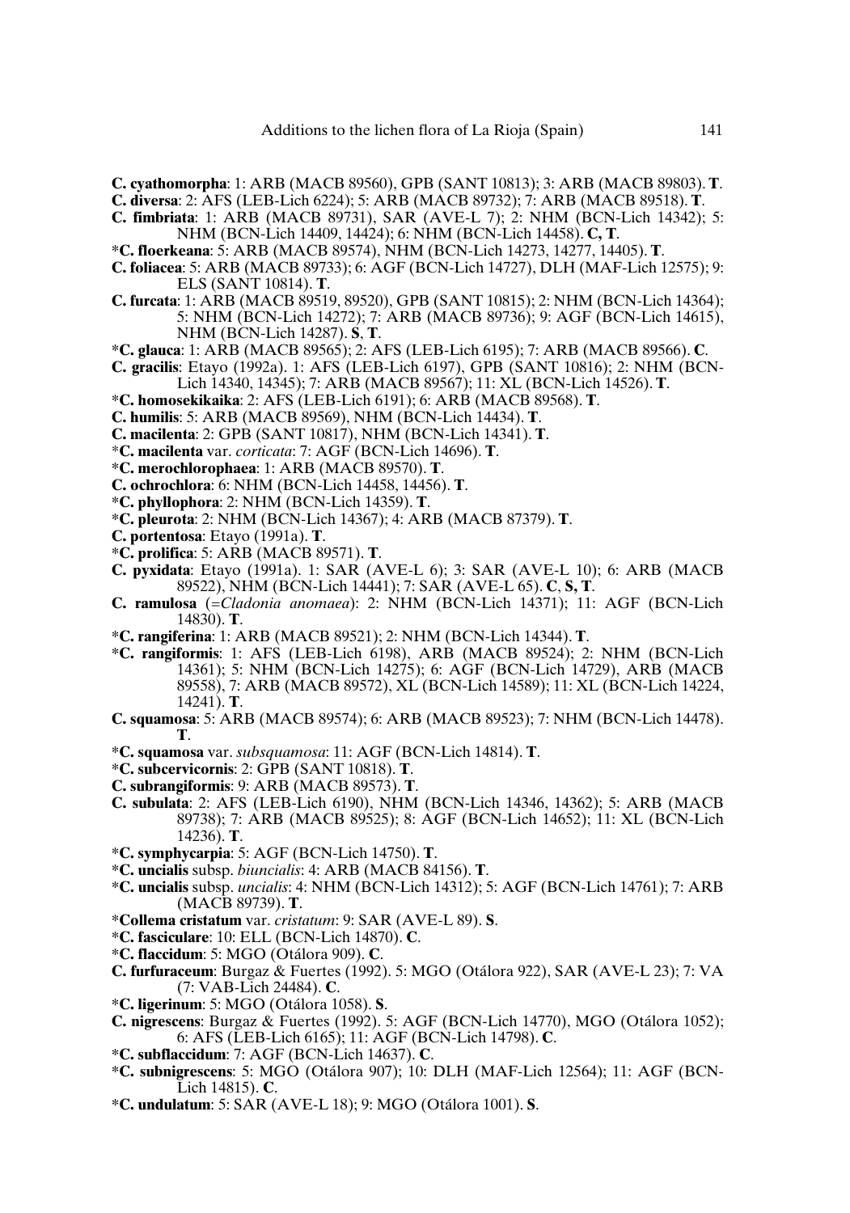**C. cyathomorpha**: 1: ARB (MACB 89560), GPB (SANT 10813); 3: ARB (MACB 89803). **T**.

**C. diversa**: 2: AFS (LEB-Lich 6224); 5: ARB (MACB 89732); 7: ARB (MACB 89518). **T**.

**C. fimbriata**: 1: ARB (MACB 89731), SAR (AVE-L 7); 2: NHM (BCN-Lich 14342); 5: NHM (BCN-Lich 14409, 14424); 6: NHM (BCN-Lich 14458). **C, T**.

\***C. floerkeana**: 5: ARB (MACB 89574), NHM (BCN-Lich 14273, 14277, 14405). **T**.

**C. foliacea**: 5: ARB (MACB 89733); 6: AGF (BCN-Lich 14727), DLH (MAF-Lich 12575); 9: ELS (SANT 10814). **T**.

**C. furcata**: 1: ARB (MACB 89519, 89520), GPB (SANT 10815); 2: NHM (BCN-Lich 14364); 5: NHM (BCN-Lich 14272); 7: ARB (MACB 89736); 9: AGF (BCN-Lich 14615), NHM (BCN-Lich 14287). **S**, **T**.

\***C. glauca**: 1: ARB (MACB 89565); 2: AFS (LEB-Lich 6195); 7: ARB (MACB 89566). **C**.

**C. gracilis**: Etayo (1992a). 1: AFS (LEB-Lich 6197), GPB (SANT 10816); 2: NHM (BCN-Lich 14340, 14345); 7: ARB (MACB 89567); 11: XL (BCN-Lich 14526). **T**.

\***C. homosekikaika**: 2: AFS (LEB-Lich 6191); 6: ARB (MACB 89568). **T**.

**C. humilis**: 5: ARB (MACB 89569), NHM (BCN-Lich 14434). **T**.

**C. macilenta**: 2: GPB (SANT 10817), NHM (BCN-Lich 14341). **T**.

\***C. macilenta** var. *corticata*: 7: AGF (BCN-Lich 14696). **T**.

\***C. merochlorophaea**: 1: ARB (MACB 89570). **T**.

**C. ochrochlora**: 6: NHM (BCN-Lich 14458, 14456). **T**.

\***C. phyllophora**: 2: NHM (BCN-Lich 14359). **T**.

\***C. pleurota**: 2: NHM (BCN-Lich 14367); 4: ARB (MACB 87379). **T**.

**C. portentosa**: Etayo (1991a). **T**.

\***C. prolifica**: 5: ARB (MACB 89571). **T**.

**C. pyxidata**: Etayo (1991a). 1: SAR (AVE-L 6); 3: SAR (AVE-L 10); 6: ARB (MACB 89522), NHM (BCN-Lich 14441); 7: SAR (AVE-L 65). **C**, **S, T**.

**C. ramulosa** (=*Cladonia anomaea*): 2: NHM (BCN-Lich 14371); 11: AGF (BCN-Lich 14830). **T**.

\***C. rangiferina**: 1: ARB (MACB 89521); 2: NHM (BCN-Lich 14344). **T**.

\***C. rangiformis**: 1: AFS (LEB-Lich 6198), ARB (MACB 89524); 2: NHM (BCN-Lich 14361); 5: NHM (BCN-Lich 14275); 6: AGF (BCN-Lich 14729), ARB (MACB 89558), 7: ARB (MACB 89572), XL (BCN-Lich 14589); 11: XL (BCN-Lich 14224, 14241). **T**.

**C. squamosa**: 5: ARB (MACB 89574); 6: ARB (MACB 89523); 7: NHM (BCN-Lich 14478). **T**.

\***C. squamosa** var. *subsquamosa*: 11: AGF (BCN-Lich 14814). **T**.

\***C. subcervicornis**: 2: GPB (SANT 10818). **T**.

**C. subrangiformis**: 9: ARB (MACB 89573). **T**.

**C. subulata**: 2: AFS (LEB-Lich 6190), NHM (BCN-Lich 14346, 14362); 5: ARB (MACB 89738); 7: ARB (MACB 89525); 8: AGF (BCN-Lich 14652); 11: XL (BCN-Lich 14236). **T**.

\***C. symphycarpia**: 5: AGF (BCN-Lich 14750). **T**.

\***C. uncialis** subsp. *biuncialis*: 4: ARB (MACB 84156). **T**.

\***C. uncialis** subsp. *uncialis*: 4: NHM (BCN-Lich 14312); 5: AGF (BCN-Lich 14761); 7: ARB (MACB 89739). **T**.

\***Collema cristatum** var. *cristatum*: 9: SAR (AVE-L 89). **S**.

\***C. fasciculare**: 10: ELL (BCN-Lich 14870). **C**.

\***C. flaccidum**: 5: MGO (Otálora 909). **C**.

**C. furfuraceum**: Burgaz & Fuertes (1992). 5: MGO (Otálora 922), SAR (AVE-L 23); 7: VA (7: VAB-Lich 24484). **C**.

\***C. ligerinum**: 5: MGO (Otálora 1058). **S**.

**C. nigrescens**: Burgaz & Fuertes (1992). 5: AGF (BCN-Lich 14770), MGO (Otálora 1052); 6: AFS (LEB-Lich 6165); 11: AGF (BCN-Lich 14798). **C**.

\***C. subflaccidum**: 7: AGF (BCN-Lich 14637). **C**.

\***C. subnigrescens**: 5: MGO (Otálora 907); 10: DLH (MAF-Lich 12564); 11: AGF (BCN-Lich 14815). **C**.

\***C. undulatum**: 5: SAR (AVE-L 18); 9: MGO (Otálora 1001). **S**.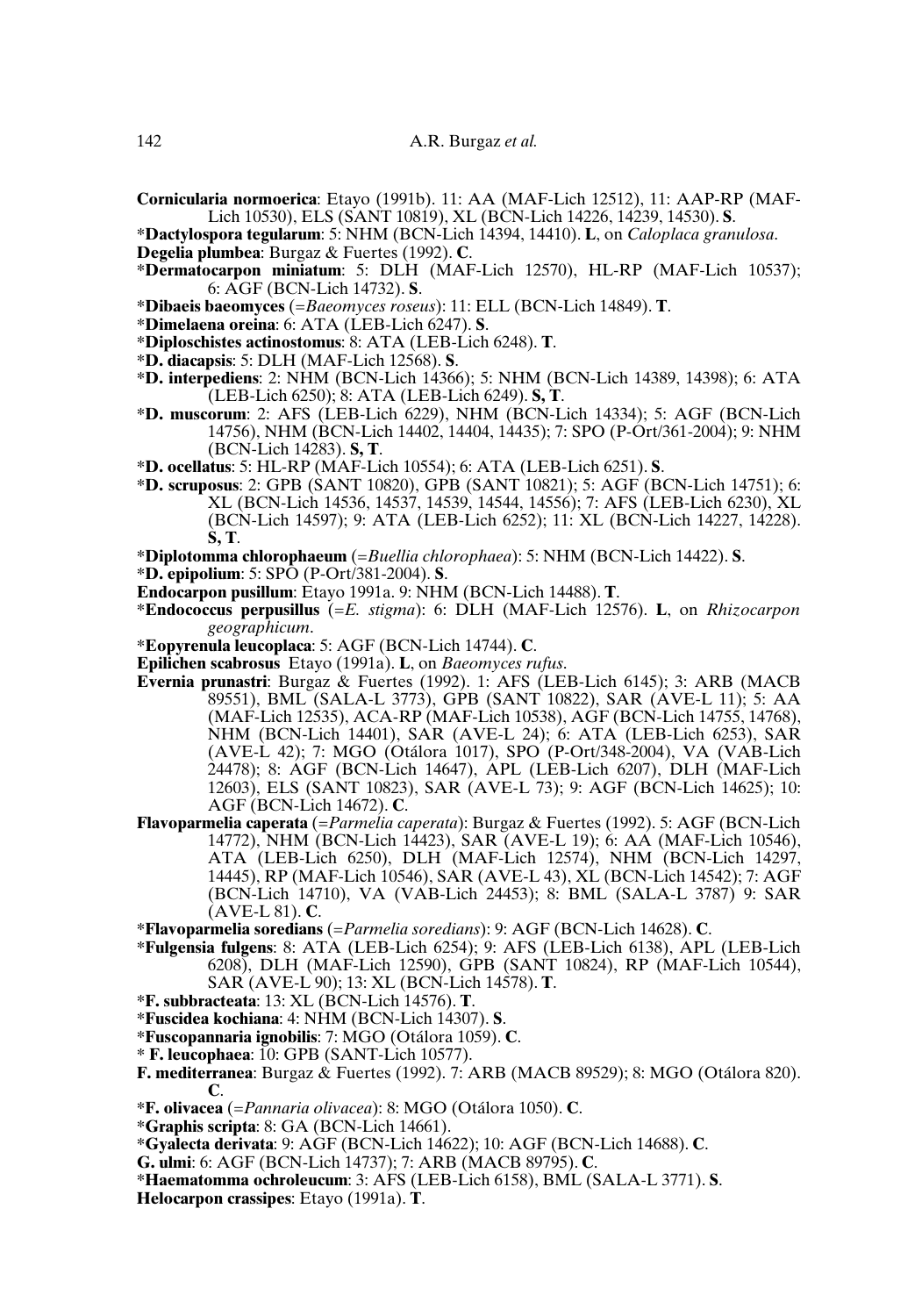**Cornicularia normoerica**: Etayo (1991b). 11: AA (MAF-Lich 12512), 11: AAP-RP (MAF-Lich 10530), ELS (SANT 10819), XL (BCN-Lich 14226, 14239, 14530). **S**.

*__Dactylospora tegularum__: 5: NHM (BCN-Lich 14394, 14410). **L**, on *Caloplaca granulosa*.

**Degelia plumbea**: Burgaz & Fuertes (1992). **C**.

*__Dermatocarpon miniatum__: 5: DLH (MAF-Lich 12570), HL-RP (MAF-Lich 10537); 6: AGF (BCN-Lich 14732). **S**.

*__Dibaeis baeomyces__ (=*Baeomyces roseus*): 11: ELL (BCN-Lich 14849). **T**.

*__Dimelaena oreina__: 6: ATA (LEB-Lich 6247). **S**.

*__Diploschistes actinostomus__: 8: ATA (LEB-Lich 6248). **T**.

*__D. diacapsis__: 5: DLH (MAF-Lich 12568). **S**.

*__D. interpediens__: 2: NHM (BCN-Lich 14366); 5: NHM (BCN-Lich 14389, 14398); 6: ATA (LEB-Lich 6250); 8: ATA (LEB-Lich 6249). **S, T**.

*__D. muscorum__: 2: AFS (LEB-Lich 6229), NHM (BCN-Lich 14334); 5: AGF (BCN-Lich 14756), NHM (BCN-Lich 14402, 14404, 14435); 7: SPO (P-Ort/361-2004); 9: NHM (BCN-Lich 14283). **S, T**.

*__D. ocellatus__: 5: HL-RP (MAF-Lich 10554); 6: ATA (LEB-Lich 6251). **S**.

*__D. scruposus__: 2: GPB (SANT 10820), GPB (SANT 10821); 5: AGF (BCN-Lich 14751); 6: XL (BCN-Lich 14536, 14537, 14539, 14544, 14556); 7: AFS (LEB-Lich 6230), XL (BCN-Lich 14597); 9: ATA (LEB-Lich 6252); 11: XL (BCN-Lich 14227, 14228). **S, T**.

*__Diplotomma chlorophaeum__ (=*Buellia chlorophaea*): 5: NHM (BCN-Lich 14422). **S**.

*__D. epipolium__: 5: SPO (P-Ort/381-2004). **S**.

**Endocarpon pusillum**: Etayo 1991a. 9: NHM (BCN-Lich 14488). **T**.

*__Endococcus perpusillus__ (=*E. stigma*): 6: DLH (MAF-Lich 12576). **L**, on *Rhizocarpon geographicum*.

*__Eopyrenula leucoplaca__: 5: AGF (BCN-Lich 14744). **C**.

**Epilichen scabrosus** Etayo (1991a). **L**, on *Baeomyces rufus*.

**Evernia prunastri**: Burgaz & Fuertes (1992). 1: AFS (LEB-Lich 6145); 3: ARB (MACB 89551), BML (SALA-L 3773), GPB (SANT 10822), SAR (AVE-L 11); 5: AA (MAF-Lich 12535), ACA-RP (MAF-Lich 10538), AGF (BCN-Lich 14755, 14768), NHM (BCN-Lich 14401), SAR (AVE-L 24); 6: ATA (LEB-Lich 6253), SAR (AVE-L 42); 7: MGO (Otálora 1017), SPO (P-Ort/348-2004), VA (VAB-Lich 24478); 8: AGF (BCN-Lich 14647), APL (LEB-Lich 6207), DLH (MAF-Lich 12603), ELS (SANT 10823), SAR (AVE-L 73); 9: AGF (BCN-Lich 14625); 10: AGF (BCN-Lich 14672). **C**.

**Flavoparmelia caperata** (=*Parmelia caperata*): Burgaz & Fuertes (1992). 5: AGF (BCN-Lich 14772), NHM (BCN-Lich 14423), SAR (AVE-L 19); 6: AA (MAF-Lich 10546), ATA (LEB-Lich 6250), DLH (MAF-Lich 12574), NHM (BCN-Lich 14297, 14445), RP (MAF-Lich 10546), SAR (AVE-L 43), XL (BCN-Lich 14542); 7: AGF (BCN-Lich 14710), VA (VAB-Lich 24453); 8: BML (SALA-L 3787) 9: SAR (AVE-L 81). **C**.

*__Flavoparmelia soredians__ (=*Parmelia soredians*): 9: AGF (BCN-Lich 14628). **C**.

*__Fulgensia fulgens__: 8: ATA (LEB-Lich 6254); 9: AFS (LEB-Lich 6138), APL (LEB-Lich 6208), DLH (MAF-Lich 12590), GPB (SANT 10824), RP (MAF-Lich 10544), SAR (AVE-L 90); 13: XL (BCN-Lich 14578). **T**.

*__F. subbracteata__: 13: XL (BCN-Lich 14576). **T**.

*__Fuscidea kochiana__: 4: NHM (BCN-Lich 14307). **S**.

*__Fuscopannaria ignobilis__: 7: MGO (Otálora 1059). **C**.

* **F. leucophaea**: 10: GPB (SANT-Lich 10577).

**F. mediterranea**: Burgaz & Fuertes (1992). 7: ARB (MACB 89529); 8: MGO (Otálora 820). **C**.

*__F. olivacea__ (=*Pannaria olivacea*): 8: MGO (Otálora 1050). **C**.

*__Graphis scripta__: 8: GA (BCN-Lich 14661).

*__Gyalecta derivata__: 9: AGF (BCN-Lich 14622); 10: AGF (BCN-Lich 14688). **C**.

**G. ulmi**: 6: AGF (BCN-Lich 14737); 7: ARB (MACB 89795). **C**.

*__Haematomma ochroleucum__: 3: AFS (LEB-Lich 6158), BML (SALA-L 3771). **S**.

**Helocarpon crassipes**: Etayo (1991a). **T**.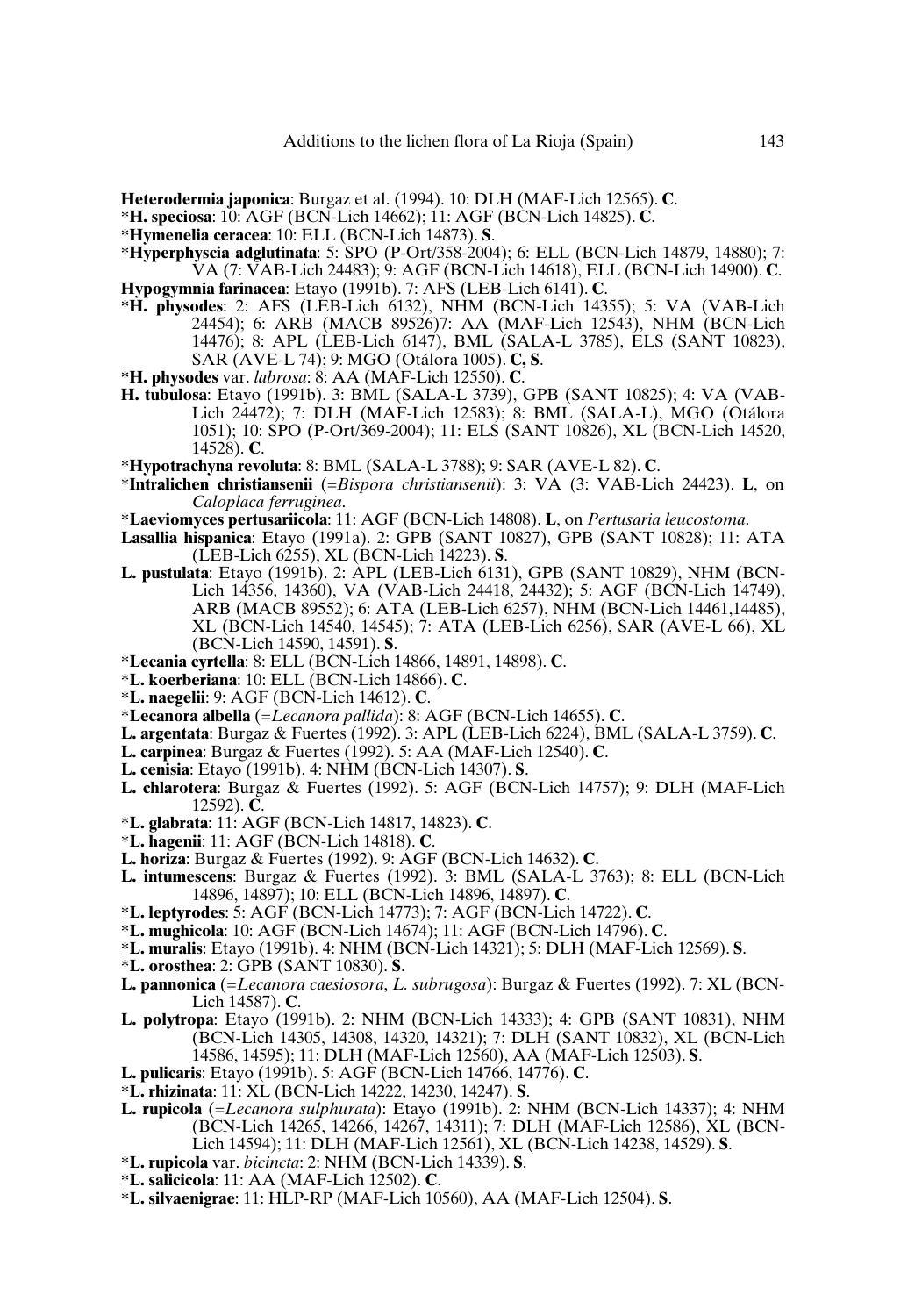**Heterodermia japonica**: Burgaz et al. (1994). 10: DLH (MAF-Lich 12565). **C**.

***H. speciosa**: 10: AGF (BCN-Lich 14662); 11: AGF (BCN-Lich 14825). **C**.

***Hymenelia ceracea**: 10: ELL (BCN-Lich 14873). **S**.

***Hyperphyscia adglutinata**: 5: SPO (P-Ort/358-2004); 6: ELL (BCN-Lich 14879, 14880); 7: VA (7: VAB-Lich 24483); 9: AGF (BCN-Lich 14618), ELL (BCN-Lich 14900). **C**.

**Hypogymnia farinacea**: Etayo (1991b). 7: AFS (LEB-Lich 6141). **C**.

***H. physodes**: 2: AFS (LEB-Lich 6132), NHM (BCN-Lich 14355); 5: VA (VAB-Lich 24454); 6: ARB (MACB 89526)7: AA (MAF-Lich 12543), NHM (BCN-Lich 14476); 8: APL (LEB-Lich 6147), BML (SALA-L 3785), ELS (SANT 10823), SAR (AVE-L 74); 9: MGO (Otálora 1005). **C, S**.

***H. physodes** var. *labrosa*: 8: AA (MAF-Lich 12550). **C**.

**H. tubulosa**: Etayo (1991b). 3: BML (SALA-L 3739), GPB (SANT 10825); 4: VA (VAB-Lich 24472); 7: DLH (MAF-Lich 12583); 8: BML (SALA-L), MGO (Otálora 1051); 10: SPO (P-Ort/369-2004); 11: ELS (SANT 10826), XL (BCN-Lich 14520, 14528). **C**.

***Hypotrachyna revoluta**: 8: BML (SALA-L 3788); 9: SAR (AVE-L 82). **C**.

***Intralichen christiansenii** (=*Bispora christiansenii*): 3: VA (3: VAB-Lich 24423). **L**, on *Caloplaca ferruginea*.

***Laeviomyces pertusariicola**: 11: AGF (BCN-Lich 14808). **L**, on *Pertusaria leucostoma*.

**Lasallia hispanica**: Etayo (1991a). 2: GPB (SANT 10827), GPB (SANT 10828); 11: ATA (LEB-Lich 6255), XL (BCN-Lich 14223). **S**.

**L. pustulata**: Etayo (1991b). 2: APL (LEB-Lich 6131), GPB (SANT 10829), NHM (BCN-Lich 14356, 14360), VA (VAB-Lich 24418, 24432); 5: AGF (BCN-Lich 14749), ARB (MACB 89552); 6: ATA (LEB-Lich 6257), NHM (BCN-Lich 14461,14485), XL (BCN-Lich 14540, 14545); 7: ATA (LEB-Lich 6256), SAR (AVE-L 66), XL (BCN-Lich 14590, 14591). **S**.

***Lecania cyrtella**: 8: ELL (BCN-Lich 14866, 14891, 14898). **C**.

***L. koerberiana**: 10: ELL (BCN-Lich 14866). **C**.

***L. naegelii**: 9: AGF (BCN-Lich 14612). **C**.

***Lecanora albella** (=*Lecanora pallida*): 8: AGF (BCN-Lich 14655). **C**.

**L. argentata**: Burgaz & Fuertes (1992). 3: APL (LEB-Lich 6224), BML (SALA-L 3759). **C**.

**L. carpinea**: Burgaz & Fuertes (1992). 5: AA (MAF-Lich 12540). **C**.

**L. cenisia**: Etayo (1991b). 4: NHM (BCN-Lich 14307). **S**.

**L. chlarotera**: Burgaz & Fuertes (1992). 5: AGF (BCN-Lich 14757); 9: DLH (MAF-Lich 12592). **C**.

***L. glabrata**: 11: AGF (BCN-Lich 14817, 14823). **C**.

***L. hagenii**: 11: AGF (BCN-Lich 14818). **C**.

**L. horiza**: Burgaz & Fuertes (1992). 9: AGF (BCN-Lich 14632). **C**.

**L. intumescens**: Burgaz & Fuertes (1992). 3: BML (SALA-L 3763); 8: ELL (BCN-Lich 14896, 14897); 10: ELL (BCN-Lich 14896, 14897). **C**.

***L. leptyrodes**: 5: AGF (BCN-Lich 14773); 7: AGF (BCN-Lich 14722). **C**.

***L. mughicola**: 10: AGF (BCN-Lich 14674); 11: AGF (BCN-Lich 14796). **C**.

***L. muralis**: Etayo (1991b). 4: NHM (BCN-Lich 14321); 5: DLH (MAF-Lich 12569). **S**.

***L. orosthea**: 2: GPB (SANT 10830). **S**.

**L. pannonica** (=*Lecanora caesiosora*, *L. subrugosa*): Burgaz & Fuertes (1992). 7: XL (BCN-Lich 14587). **C**.

**L. polytropa**: Etayo (1991b). 2: NHM (BCN-Lich 14333); 4: GPB (SANT 10831), NHM (BCN-Lich 14305, 14308, 14320, 14321); 7: DLH (SANT 10832), XL (BCN-Lich 14586, 14595); 11: DLH (MAF-Lich 12560), AA (MAF-Lich 12503). **S**.

**L. pulicaris**: Etayo (1991b). 5: AGF (BCN-Lich 14766, 14776). **C**.

***L. rhizinata**: 11: XL (BCN-Lich 14222, 14230, 14247). **S**.

**L. rupicola** (=*Lecanora sulphurata*): Etayo (1991b). 2: NHM (BCN-Lich 14337); 4: NHM (BCN-Lich 14265, 14266, 14267, 14311); 7: DLH (MAF-Lich 12586), XL (BCN-Lich 14594); 11: DLH (MAF-Lich 12561), XL (BCN-Lich 14238, 14529). **S**.

***L. rupicola** var. *bicincta*: 2: NHM (BCN-Lich 14339). **S**.

***L. salicicola**: 11: AA (MAF-Lich 12502). **C**.

***L. silvaenigrae**: 11: HLP-RP (MAF-Lich 10560), AA (MAF-Lich 12504). **S**.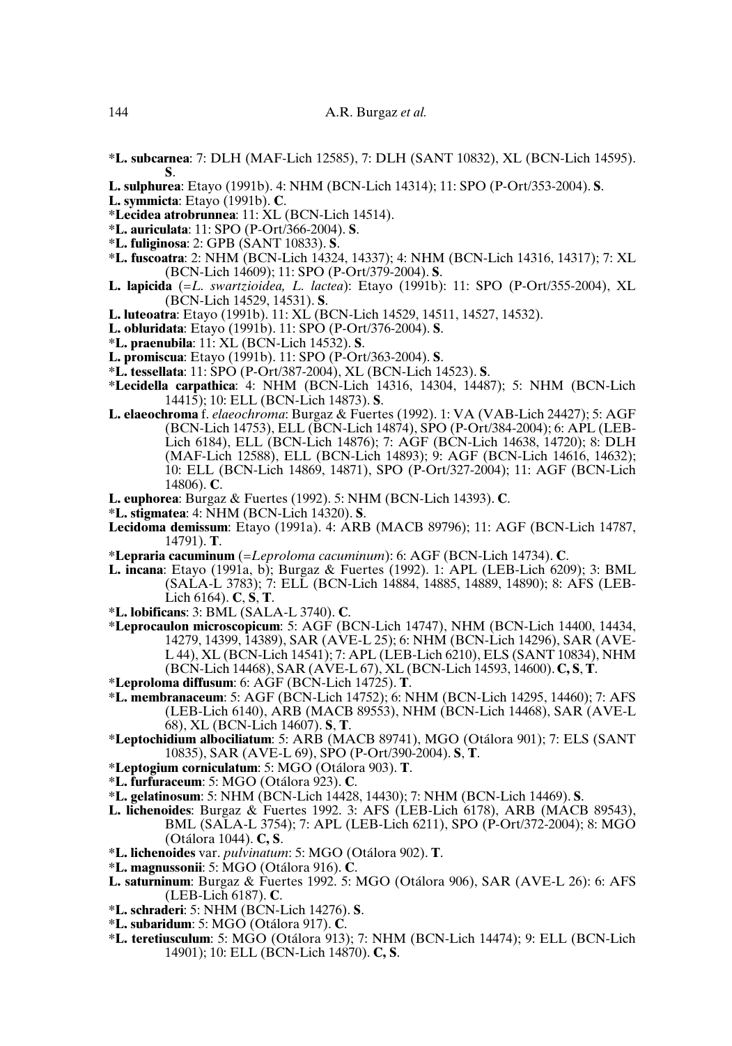*__L. subcarnea__: 7: DLH (MAF-Lich 12585), 7: DLH (SANT 10832), XL (BCN-Lich 14595). **S**.

**L. sulphurea**: Etayo (1991b). 4: NHM (BCN-Lich 14314); 11: SPO (P-Ort/353-2004). **S**.

**L. symmicta**: Etayo (1991b). **C**.

*__Lecidea atrobrunnea__: 11: XL (BCN-Lich 14514).

*__L. auriculata__: 11: SPO (P-Ort/366-2004). **S**.

*__L. fuliginosa__: 2: GPB (SANT 10833). **S**.

*__L. fuscoatra__: 2: NHM (BCN-Lich 14324, 14337); 4: NHM (BCN-Lich 14316, 14317); 7: XL (BCN-Lich 14609); 11: SPO (P-Ort/379-2004). **S**.

**L. lapicida** (=*L. swartzioidea, L. lactea*): Etayo (1991b): 11: SPO (P-Ort/355-2004), XL (BCN-Lich 14529, 14531). **S**.

**L. luteoatra**: Etayo (1991b). 11: XL (BCN-Lich 14529, 14511, 14527, 14532).

**L. obluridata**: Etayo (1991b). 11: SPO (P-Ort/376-2004). **S**.

*__L. praenubila__: 11: XL (BCN-Lich 14532). **S**.

**L. promiscua**: Etayo (1991b). 11: SPO (P-Ort/363-2004). **S**.

*__L. tessellata__: 11: SPO (P-Ort/387-2004), XL (BCN-Lich 14523). **S**.

*__Lecidella carpathica__: 4: NHM (BCN-Lich 14316, 14304, 14487); 5: NHM (BCN-Lich 14415); 10: ELL (BCN-Lich 14873). **S**.

**L. elaeochroma** f. *elaeochroma*: Burgaz & Fuertes (1992). 1: VA (VAB-Lich 24427); 5: AGF (BCN-Lich 14753), ELL (BCN-Lich 14874), SPO (P-Ort/384-2004); 6: APL (LEB-Lich 6184), ELL (BCN-Lich 14876); 7: AGF (BCN-Lich 14638, 14720); 8: DLH (MAF-Lich 12588), ELL (BCN-Lich 14893); 9: AGF (BCN-Lich 14616, 14632); 10: ELL (BCN-Lich 14869, 14871), SPO (P-Ort/327-2004); 11: AGF (BCN-Lich 14806). **C**.

**L. euphorea**: Burgaz & Fuertes (1992). 5: NHM (BCN-Lich 14393). **C**.

*__L. stigmatea__: 4: NHM (BCN-Lich 14320). **S**.

**Lecidoma demissum**: Etayo (1991a). 4: ARB (MACB 89796); 11: AGF (BCN-Lich 14787, 14791). **T**.

*__Lepraria cacuminum__ (=*Leproloma cacuminum*): 6: AGF (BCN-Lich 14734). **C**.

**L. incana**: Etayo (1991a, b); Burgaz & Fuertes (1992). 1: APL (LEB-Lich 6209); 3: BML (SALA-L 3783); 7: ELL (BCN-Lich 14884, 14885, 14889, 14890); 8: AFS (LEB-Lich 6164). **C**, **S**, **T**.

*__L. lobificans__: 3: BML (SALA-L 3740). **C**.

*__Leprocaulon microscopicum__: 5: AGF (BCN-Lich 14747), NHM (BCN-Lich 14400, 14434, 14279, 14399, 14389), SAR (AVE-L 25); 6: NHM (BCN-Lich 14296), SAR (AVE-L 44), XL (BCN-Lich 14541); 7: APL (LEB-Lich 6210), ELS (SANT 10834), NHM (BCN-Lich 14468), SAR (AVE-L 67), XL (BCN-Lich 14593, 14600). **C, S**, **T**.

*__Leproloma diffusum__: 6: AGF (BCN-Lich 14725). **T**.

*__L. membranaceum__: 5: AGF (BCN-Lich 14752); 6: NHM (BCN-Lich 14295, 14460); 7: AFS (LEB-Lich 6140), ARB (MACB 89553), NHM (BCN-Lich 14468), SAR (AVE-L 68), XL (BCN-Lich 14607). **S**, **T**.

*__Leptochidium albociliatum__: 5: ARB (MACB 89741), MGO (Otálora 901); 7: ELS (SANT 10835), SAR (AVE-L 69), SPO (P-Ort/390-2004). **S**, **T**.

*__Leptogium corniculatum__: 5: MGO (Otálora 903). **T**.

*__L. furfuraceum__: 5: MGO (Otálora 923). **C**.

*__L. gelatinosum__: 5: NHM (BCN-Lich 14428, 14430); 7: NHM (BCN-Lich 14469). **S**.

**L. lichenoides**: Burgaz & Fuertes 1992. 3: AFS (LEB-Lich 6178), ARB (MACB 89543), BML (SALA-L 3754); 7: APL (LEB-Lich 6211), SPO (P-Ort/372-2004); 8: MGO (Otálora 1044). **C, S**.

*__L. lichenoides__ var. *pulvinatum*: 5: MGO (Otálora 902). **T**.

*__L. magnussonii__: 5: MGO (Otálora 916). **C**.

**L. saturninum**: Burgaz & Fuertes 1992. 5: MGO (Otálora 906), SAR (AVE-L 26): 6: AFS (LEB-Lich 6187). **C**.

*__L. schraderi__: 5: NHM (BCN-Lich 14276). **S**.

*__L. subaridum__: 5: MGO (Otálora 917). **C**.

*__L. teretiusculum__: 5: MGO (Otálora 913); 7: NHM (BCN-Lich 14474); 9: ELL (BCN-Lich 14901); 10: ELL (BCN-Lich 14870). **C, S**.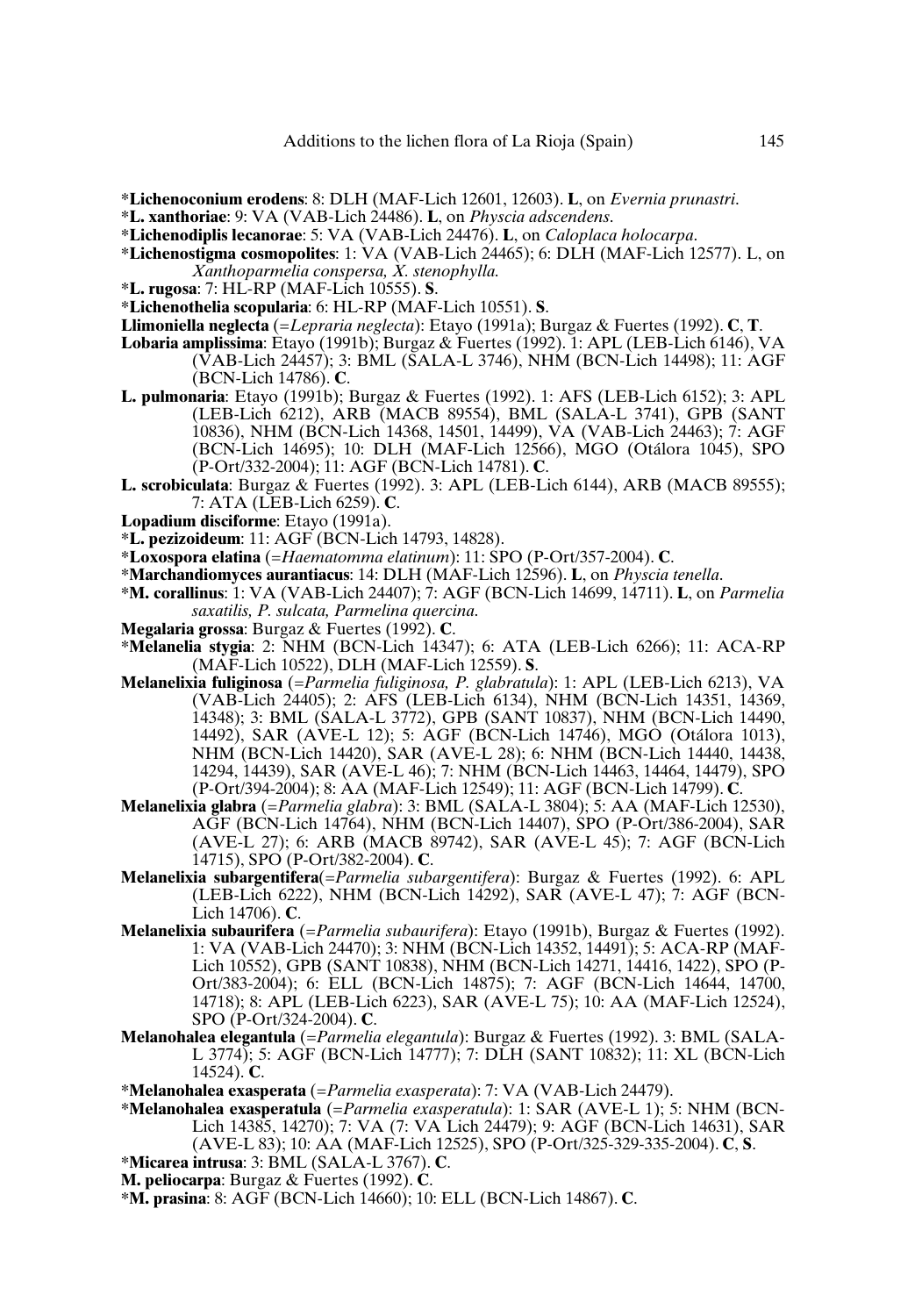*__Lichenoconium erodens__: 8: DLH (MAF-Lich 12601, 12603). **L**, on *Evernia prunastri*.

*__L. xanthoriae__: 9: VA (VAB-Lich 24486). **L**, on *Physcia adscendens*.

*__Lichenodiplis lecanorae__: 5: VA (VAB-Lich 24476). **L**, on *Caloplaca holocarpa*.

*__Lichenostigma cosmopolites__: 1: VA (VAB-Lich 24465); 6: DLH (MAF-Lich 12577). L, on *Xanthoparmelia conspersa, X. stenophylla.*

*__L. rugosa__: 7: HL-RP (MAF-Lich 10555). **S**.

*__Lichenothelia scopularia__: 6: HL-RP (MAF-Lich 10551). **S**.

**Llimoniella neglecta** (=*Lepraria neglecta*): Etayo (1991a); Burgaz & Fuertes (1992). **C**, **T**.

**Lobaria amplissima**: Etayo (1991b); Burgaz & Fuertes (1992). 1: APL (LEB-Lich 6146), VA (VAB-Lich 24457); 3: BML (SALA-L 3746), NHM (BCN-Lich 14498); 11: AGF (BCN-Lich 14786). **C**.

**L. pulmonaria**: Etayo (1991b); Burgaz & Fuertes (1992). 1: AFS (LEB-Lich 6152); 3: APL (LEB-Lich 6212), ARB (MACB 89554), BML (SALA-L 3741), GPB (SANT 10836), NHM (BCN-Lich 14368, 14501, 14499), VA (VAB-Lich 24463); 7: AGF (BCN-Lich 14695); 10: DLH (MAF-Lich 12566), MGO (Otálora 1045), SPO (P-Ort/332-2004); 11: AGF (BCN-Lich 14781). **C**.

**L. scrobiculata**: Burgaz & Fuertes (1992). 3: APL (LEB-Lich 6144), ARB (MACB 89555); 7: ATA (LEB-Lich 6259). **C**.

**Lopadium disciforme**: Etayo (1991a).

*__L. pezizoideum__: 11: AGF (BCN-Lich 14793, 14828).

*__Loxospora elatina__ (=*Haematomma elatinum*): 11: SPO (P-Ort/357-2004). **C**.

*__Marchandiomyces aurantiacus__: 14: DLH (MAF-Lich 12596). **L**, on *Physcia tenella*.

*__M. corallinus__: 1: VA (VAB-Lich 24407); 7: AGF (BCN-Lich 14699, 14711). **L**, on *Parmelia saxatilis, P. sulcata, Parmelina quercina.*

**Megalaria grossa**: Burgaz & Fuertes (1992). **C**.

*__Melanelia stygia__: 2: NHM (BCN-Lich 14347); 6: ATA (LEB-Lich 6266); 11: ACA-RP (MAF-Lich 10522), DLH (MAF-Lich 12559). **S**.

**Melanelixia fuliginosa** (=*Parmelia fuliginosa, P. glabratula*): 1: APL (LEB-Lich 6213), VA (VAB-Lich 24405); 2: AFS (LEB-Lich 6134), NHM (BCN-Lich 14351, 14369, 14348); 3: BML (SALA-L 3772), GPB (SANT 10837), NHM (BCN-Lich 14490, 14492), SAR (AVE-L 12); 5: AGF (BCN-Lich 14746), MGO (Otálora 1013), NHM (BCN-Lich 14420), SAR (AVE-L 28); 6: NHM (BCN-Lich 14440, 14438, 14294, 14439), SAR (AVE-L 46); 7: NHM (BCN-Lich 14463, 14464, 14479), SPO (P-Ort/394-2004); 8: AA (MAF-Lich 12549); 11: AGF (BCN-Lich 14799). **C**.

**Melanelixia glabra** (=*Parmelia glabra*): 3: BML (SALA-L 3804); 5: AA (MAF-Lich 12530), AGF (BCN-Lich 14764), NHM (BCN-Lich 14407), SPO (P-Ort/386-2004), SAR (AVE-L 27); 6: ARB (MACB 89742), SAR (AVE-L 45); 7: AGF (BCN-Lich 14715), SPO (P-Ort/382-2004). **C**.

**Melanelixia subargentifera**(=*Parmelia subargentifera*): Burgaz & Fuertes (1992). 6: APL (LEB-Lich 6222), NHM (BCN-Lich 14292), SAR (AVE-L 47); 7: AGF (BCN-Lich 14706). **C**.

**Melanelixia subaurifera** (=*Parmelia subaurifera*): Etayo (1991b), Burgaz & Fuertes (1992). 1: VA (VAB-Lich 24470); 3: NHM (BCN-Lich 14352, 14491); 5: ACA-RP (MAF-Lich 10552), GPB (SANT 10838), NHM (BCN-Lich 14271, 14416, 1422), SPO (P-Ort/383-2004); 6: ELL (BCN-Lich 14875); 7: AGF (BCN-Lich 14644, 14700, 14718); 8: APL (LEB-Lich 6223), SAR (AVE-L 75); 10: AA (MAF-Lich 12524), SPO (P-Ort/324-2004). **C**.

**Melanohalea elegantula** (=*Parmelia elegantula*): Burgaz & Fuertes (1992). 3: BML (SALA-L 3774); 5: AGF (BCN-Lich 14777); 7: DLH (SANT 10832); 11: XL (BCN-Lich 14524). **C**.

*__Melanohalea exasperata__ (=*Parmelia exasperata*): 7: VA (VAB-Lich 24479).

*__Melanohalea exasperatula__ (=*Parmelia exasperatula*): 1: SAR (AVE-L 1); 5: NHM (BCN-Lich 14385, 14270); 7: VA (7: VA Lich 24479); 9: AGF (BCN-Lich 14631), SAR (AVE-L 83); 10: AA (MAF-Lich 12525), SPO (P-Ort/325-329-335-2004). **C**, **S**.

*__Micarea intrusa__: 3: BML (SALA-L 3767). **C**.

**M. peliocarpa**: Burgaz & Fuertes (1992). **C**.

*__M. prasina__: 8: AGF (BCN-Lich 14660); 10: ELL (BCN-Lich 14867). **C**.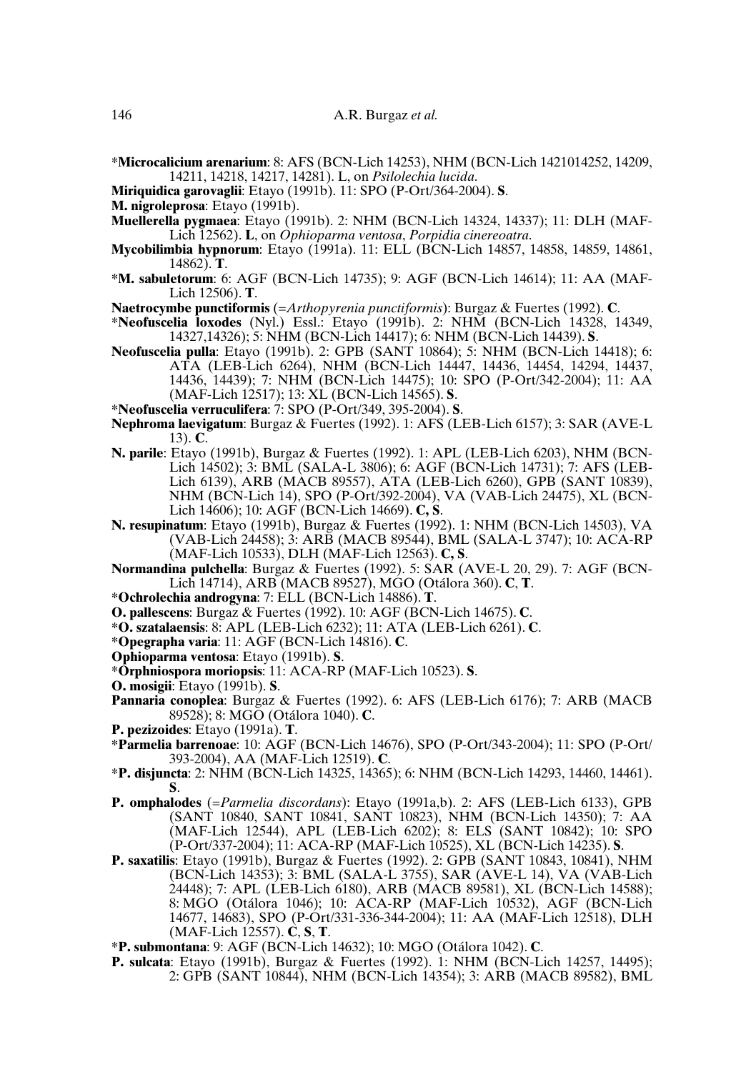*__Microcalicium arenarium__: 8: AFS (BCN-Lich 14253), NHM (BCN-Lich 1421014252, 14209, 14211, 14218, 14217, 14281). L, on *Psilolechia lucida*.

**Miriquidica garovaglii**: Etayo (1991b). 11: SPO (P-Ort/364-2004). **S**.

**M. nigroleprosa**: Etayo (1991b).

**Muellerella pygmaea**: Etayo (1991b). 2: NHM (BCN-Lich 14324, 14337); 11: DLH (MAF-Lich 12562). **L**, on *Ophioparma ventosa*, *Porpidia cinereoatra*.

**Mycobilimbia hypnorum**: Etayo (1991a). 11: ELL (BCN-Lich 14857, 14858, 14859, 14861, 14862). **T**.

*__M. sabuletorum__: 6: AGF (BCN-Lich 14735); 9: AGF (BCN-Lich 14614); 11: AA (MAF-Lich 12506). **T**.

**Naetrocymbe punctiformis** (=*Arthopyrenia punctiformis*): Burgaz & Fuertes (1992). **C**.

*__Neofuscelia loxodes__ (Nyl.) Essl.: Etayo (1991b). 2: NHM (BCN-Lich 14328, 14349, 14327,14326); 5: NHM (BCN-Lich 14417); 6: NHM (BCN-Lich 14439). **S**.

**Neofuscelia pulla**: Etayo (1991b). 2: GPB (SANT 10864); 5: NHM (BCN-Lich 14418); 6: ATA (LEB-Lich 6264), NHM (BCN-Lich 14447, 14436, 14454, 14294, 14437, 14436, 14439); 7: NHM (BCN-Lich 14475); 10: SPO (P-Ort/342-2004); 11: AA (MAF-Lich 12517); 13: XL (BCN-Lich 14565). **S**.

*__Neofuscelia verruculifera__: 7: SPO (P-Ort/349, 395-2004). **S**.

**Nephroma laevigatum**: Burgaz & Fuertes (1992). 1: AFS (LEB-Lich 6157); 3: SAR (AVE-L 13). **C**.

**N. parile**: Etayo (1991b), Burgaz & Fuertes (1992). 1: APL (LEB-Lich 6203), NHM (BCN-Lich 14502); 3: BML (SALA-L 3806); 6: AGF (BCN-Lich 14731); 7: AFS (LEB-Lich 6139), ARB (MACB 89557), ATA (LEB-Lich 6260), GPB (SANT 10839), NHM (BCN-Lich 14), SPO (P-Ort/392-2004), VA (VAB-Lich 24475), XL (BCN-Lich 14606); 10: AGF (BCN-Lich 14669). **C, S**.

**N. resupinatum**: Etayo (1991b), Burgaz & Fuertes (1992). 1: NHM (BCN-Lich 14503), VA (VAB-Lich 24458); 3: ARB (MACB 89544), BML (SALA-L 3747); 10: ACA-RP (MAF-Lich 10533), DLH (MAF-Lich 12563). **C, S**.

**Normandina pulchella**: Burgaz & Fuertes (1992). 5: SAR (AVE-L 20, 29). 7: AGF (BCN-Lich 14714), ARB (MACB 89527), MGO (Otálora 360). **C**, **T**.

*__Ochrolechia androgyna__: 7: ELL (BCN-Lich 14886). **T**.

**O. pallescens**: Burgaz & Fuertes (1992). 10: AGF (BCN-Lich 14675). **C**.

*__O. szatalaensis__: 8: APL (LEB-Lich 6232); 11: ATA (LEB-Lich 6261). **C**.

*__Opegrapha varia__: 11: AGF (BCN-Lich 14816). **C**.

**Ophioparma ventosa**: Etayo (1991b). **S**.

*__Orphniospora moriopsis__: 11: ACA-RP (MAF-Lich 10523). **S**.

**O. mosigii**: Etayo (1991b). **S**.

**Pannaria conoplea**: Burgaz & Fuertes (1992). 6: AFS (LEB-Lich 6176); 7: ARB (MACB 89528); 8: MGO (Otálora 1040). **C**.

**P. pezizoides**: Etayo (1991a). **T**.

*__Parmelia barrenoae__: 10: AGF (BCN-Lich 14676), SPO (P-Ort/343-2004); 11: SPO (P-Ort/393-2004), AA (MAF-Lich 12519). **C**.

*__P. disjuncta__: 2: NHM (BCN-Lich 14325, 14365); 6: NHM (BCN-Lich 14293, 14460, 14461). **S**.

**P. omphalodes** (=*Parmelia discordans*): Etayo (1991a,b). 2: AFS (LEB-Lich 6133), GPB (SANT 10840, SANT 10841, SANT 10823), NHM (BCN-Lich 14350); 7: AA (MAF-Lich 12544), APL (LEB-Lich 6202); 8: ELS (SANT 10842); 10: SPO (P-Ort/337-2004); 11: ACA-RP (MAF-Lich 10525), XL (BCN-Lich 14235). **S**.

**P. saxatilis**: Etayo (1991b), Burgaz & Fuertes (1992). 2: GPB (SANT 10843, 10841), NHM (BCN-Lich 14353); 3: BML (SALA-L 3755), SAR (AVE-L 14), VA (VAB-Lich 24448); 7: APL (LEB-Lich 6180), ARB (MACB 89581), XL (BCN-Lich 14588); 8: MGO (Otálora 1046); 10: ACA-RP (MAF-Lich 10532), AGF (BCN-Lich 14677, 14683), SPO (P-Ort/331-336-344-2004); 11: AA (MAF-Lich 12518), DLH (MAF-Lich 12557). **C**, **S**, **T**.

*__P. submontana__: 9: AGF (BCN-Lich 14632); 10: MGO (Otálora 1042). **C**.

**P. sulcata**: Etayo (1991b), Burgaz & Fuertes (1992). 1: NHM (BCN-Lich 14257, 14495); 2: GPB (SANT 10844), NHM (BCN-Lich 14354); 3: ARB (MACB 89582), BML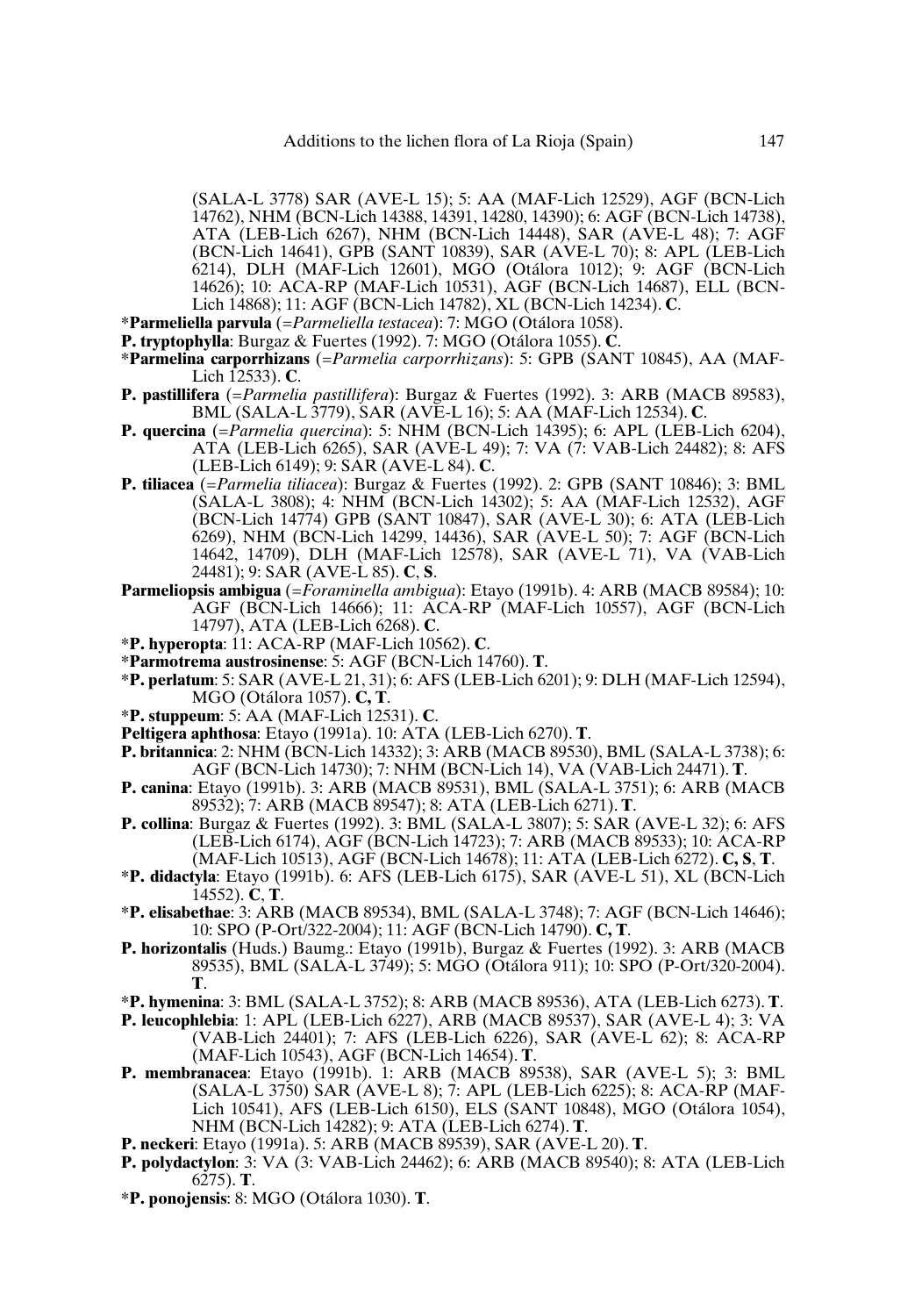(SALA-L 3778) SAR (AVE-L 15); 5: AA (MAF-Lich 12529), AGF (BCN-Lich 14762), NHM (BCN-Lich 14388, 14391, 14280, 14390); 6: AGF (BCN-Lich 14738), ATA (LEB-Lich 6267), NHM (BCN-Lich 14448), SAR (AVE-L 48); 7: AGF (BCN-Lich 14641), GPB (SANT 10839), SAR (AVE-L 70); 8: APL (LEB-Lich 6214), DLH (MAF-Lich 12601), MGO (Otálora 1012); 9: AGF (BCN-Lich 14626); 10: ACA-RP (MAF-Lich 10531), AGF (BCN-Lich 14687), ELL (BCN-Lich 14868); 11: AGF (BCN-Lich 14782), XL (BCN-Lich 14234). **C**.

***Parmeliella parvula*** (=*Parmeliella testacea*): 7: MGO (Otálora 1058).

**P. tryptophylla**: Burgaz & Fuertes (1992). 7: MGO (Otálora 1055). **C**.

***Parmelina carporrhizans*** (=*Parmelia carporrhizans*): 5: GPB (SANT 10845), AA (MAF-Lich 12533). **C**.

**P. pastillifera** (=*Parmelia pastillifera*): Burgaz & Fuertes (1992). 3: ARB (MACB 89583), BML (SALA-L 3779), SAR (AVE-L 16); 5: AA (MAF-Lich 12534). **C**.

**P. quercina** (=*Parmelia quercina*): 5: NHM (BCN-Lich 14395); 6: APL (LEB-Lich 6204), ATA (LEB-Lich 6265), SAR (AVE-L 49); 7: VA (7: VAB-Lich 24482); 8: AFS (LEB-Lich 6149); 9: SAR (AVE-L 84). **C**.

**P. tiliacea** (=*Parmelia tiliacea*): Burgaz & Fuertes (1992). 2: GPB (SANT 10846); 3: BML (SALA-L 3808); 4: NHM (BCN-Lich 14302); 5: AA (MAF-Lich 12532), AGF (BCN-Lich 14774) GPB (SANT 10847), SAR (AVE-L 30); 6: ATA (LEB-Lich 6269), NHM (BCN-Lich 14299, 14436), SAR (AVE-L 50); 7: AGF (BCN-Lich 14642, 14709), DLH (MAF-Lich 12578), SAR (AVE-L 71), VA (VAB-Lich 24481); 9: SAR (AVE-L 85). **C**, **S**.

**Parmeliopsis ambigua** (=*Foraminella ambigua*): Etayo (1991b). 4: ARB (MACB 89584); 10: AGF (BCN-Lich 14666); 11: ACA-RP (MAF-Lich 10557), AGF (BCN-Lich 14797), ATA (LEB-Lich 6268). **C**.

***P. hyperopta**: 11: ACA-RP (MAF-Lich 10562). **C**.

***Parmotrema austrosinense**: 5: AGF (BCN-Lich 14760). **T**.

***P. perlatum**: 5: SAR (AVE-L 21, 31); 6: AFS (LEB-Lich 6201); 9: DLH (MAF-Lich 12594), MGO (Otálora 1057). **C, T**.

***P. stuppeum**: 5: AA (MAF-Lich 12531). **C**.

**Peltigera aphthosa**: Etayo (1991a). 10: ATA (LEB-Lich 6270). **T**.

**P. britannica**: 2: NHM (BCN-Lich 14332); 3: ARB (MACB 89530), BML (SALA-L 3738); 6: AGF (BCN-Lich 14730); 7: NHM (BCN-Lich 14), VA (VAB-Lich 24471). **T**.

**P. canina**: Etayo (1991b). 3: ARB (MACB 89531), BML (SALA-L 3751); 6: ARB (MACB 89532); 7: ARB (MACB 89547); 8: ATA (LEB-Lich 6271). **T**.

**P. collina**: Burgaz & Fuertes (1992). 3: BML (SALA-L 3807); 5: SAR (AVE-L 32); 6: AFS (LEB-Lich 6174), AGF (BCN-Lich 14723); 7: ARB (MACB 89533); 10: ACA-RP (MAF-Lich 10513), AGF (BCN-Lich 14678); 11: ATA (LEB-Lich 6272). **C, S**, **T**.

***P. didactyla**: Etayo (1991b). 6: AFS (LEB-Lich 6175), SAR (AVE-L 51), XL (BCN-Lich 14552). **C**, **T**.

***P. elisabethae**: 3: ARB (MACB 89534), BML (SALA-L 3748); 7: AGF (BCN-Lich 14646); 10: SPO (P-Ort/322-2004); 11: AGF (BCN-Lich 14790). **C, T**.

**P. horizontalis** (Huds.) Baumg.: Etayo (1991b), Burgaz & Fuertes (1992). 3: ARB (MACB 89535), BML (SALA-L 3749); 5: MGO (Otálora 911); 10: SPO (P-Ort/320-2004). **T**.

***P. hymenina**: 3: BML (SALA-L 3752); 8: ARB (MACB 89536), ATA (LEB-Lich 6273). **T**.

**P. leucophlebia**: 1: APL (LEB-Lich 6227), ARB (MACB 89537), SAR (AVE-L 4); 3: VA (VAB-Lich 24401); 7: AFS (LEB-Lich 6226), SAR (AVE-L 62); 8: ACA-RP (MAF-Lich 10543), AGF (BCN-Lich 14654). **T**.

**P. membranacea**: Etayo (1991b). 1: ARB (MACB 89538), SAR (AVE-L 5); 3: BML (SALA-L 3750) SAR (AVE-L 8); 7: APL (LEB-Lich 6225); 8: ACA-RP (MAF-Lich 10541), AFS (LEB-Lich 6150), ELS (SANT 10848), MGO (Otálora 1054), NHM (BCN-Lich 14282); 9: ATA (LEB-Lich 6274). **T**.

**P. neckeri**: Etayo (1991a). 5: ARB (MACB 89539), SAR (AVE-L 20). **T**.

**P. polydactylon**: 3: VA (3: VAB-Lich 24462); 6: ARB (MACB 89540); 8: ATA (LEB-Lich 6275). **T**.

***P. ponojensis**: 8: MGO (Otálora 1030). **T**.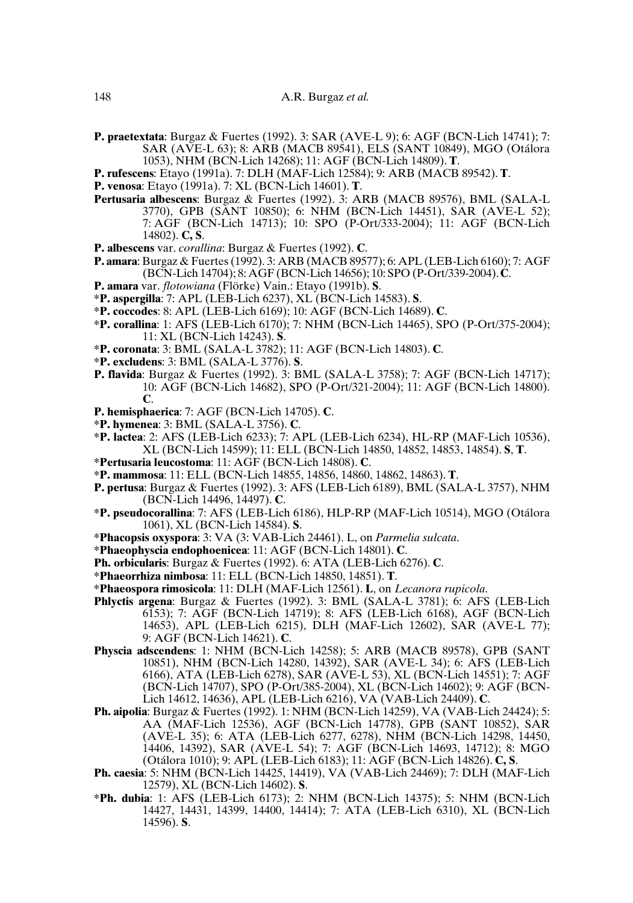**P. praetextata**: Burgaz & Fuertes (1992). 3: SAR (AVE-L 9); 6: AGF (BCN-Lich 14741); 7: SAR (AVE-L 63); 8: ARB (MACB 89541), ELS (SANT 10849), MGO (Otálora 1053), NHM (BCN-Lich 14268); 11: AGF (BCN-Lich 14809). **T**.

**P. rufescens**: Etayo (1991a). 7: DLH (MAF-Lich 12584); 9: ARB (MACB 89542). **T**.

**P. venosa**: Etayo (1991a). 7: XL (BCN-Lich 14601). **T**.

**Pertusaria albescens**: Burgaz & Fuertes (1992). 3: ARB (MACB 89576), BML (SALA-L 3770), GPB (SANT 10850); 6: NHM (BCN-Lich 14451), SAR (AVE-L 52); 7: AGF (BCN-Lich 14713); 10: SPO (P-Ort/333-2004); 11: AGF (BCN-Lich 14802). **C, S**.

**P. albescens** var. *corallina*: Burgaz & Fuertes (1992). **C**.

**P. amara**: Burgaz & Fuertes (1992). 3: ARB (MACB 89577); 6: APL (LEB-Lich 6160); 7: AGF (BCN-Lich 14704); 8: AGF (BCN-Lich 14656); 10: SPO (P-Ort/339-2004). **C**.

**P. amara** var. *flotowiana* (Flörke) Vain.: Etayo (1991b). **S**.

*__P. aspergilla__: 7: APL (LEB-Lich 6237), XL (BCN-Lich 14583). **S**.

*__P. coccodes__: 8: APL (LEB-Lich 6169); 10: AGF (BCN-Lich 14689). **C**.

*__P. corallina__: 1: AFS (LEB-Lich 6170); 7: NHM (BCN-Lich 14465), SPO (P-Ort/375-2004); 11: XL (BCN-Lich 14243). **S**.

*__P. coronata__: 3: BML (SALA-L 3782); 11: AGF (BCN-Lich 14803). **C**.

*__P. excludens__: 3: BML (SALA-L 3776). **S**.

**P. flavida**: Burgaz & Fuertes (1992). 3: BML (SALA-L 3758); 7: AGF (BCN-Lich 14717); 10: AGF (BCN-Lich 14682), SPO (P-Ort/321-2004); 11: AGF (BCN-Lich 14800). **C**.

**P. hemisphaerica**: 7: AGF (BCN-Lich 14705). **C**.

*__P. hymenea__: 3: BML (SALA-L 3756). **C**.

*__P. lactea__: 2: AFS (LEB-Lich 6233); 7: APL (LEB-Lich 6234), HL-RP (MAF-Lich 10536), XL (BCN-Lich 14599); 11: ELL (BCN-Lich 14850, 14852, 14853, 14854). **S**, **T**.

*__Pertusaria leucostoma__: 11: AGF (BCN-Lich 14808). **C**.

*__P. mammosa__: 11: ELL (BCN-Lich 14855, 14856, 14860, 14862, 14863). **T**.

**P. pertusa**: Burgaz & Fuertes (1992). 3: AFS (LEB-Lich 6189), BML (SALA-L 3757), NHM (BCN-Lich 14496, 14497). **C**.

*__P. pseudocorallina__: 7: AFS (LEB-Lich 6186), HLP-RP (MAF-Lich 10514), MGO (Otálora 1061), XL (BCN-Lich 14584). **S**.

*__Phacopsis oxyspora__: 3: VA (3: VAB-Lich 24461). L, on *Parmelia sulcata*.

*__Phaeophyscia endophoenicea__: 11: AGF (BCN-Lich 14801). **C**.

**Ph. orbicularis**: Burgaz & Fuertes (1992). 6: ATA (LEB-Lich 6276). **C**.

*__Phaeorrhiza nimbosa__: 11: ELL (BCN-Lich 14850, 14851). **T**.

*__Phaeospora rimosicola__: 11: DLH (MAF-Lich 12561). **L**, on *Lecanora rupicola*.

**Phlyctis argena**: Burgaz & Fuertes (1992). 3: BML (SALA-L 3781); 6: AFS (LEB-Lich 6153); 7: AGF (BCN-Lich 14719); 8: AFS (LEB-Lich 6168), AGF (BCN-Lich 14653), APL (LEB-Lich 6215), DLH (MAF-Lich 12602), SAR (AVE-L 77); 9: AGF (BCN-Lich 14621). **C**.

**Physcia adscendens**: 1: NHM (BCN-Lich 14258); 5: ARB (MACB 89578), GPB (SANT 10851), NHM (BCN-Lich 14280, 14392), SAR (AVE-L 34); 6: AFS (LEB-Lich 6166), ATA (LEB-Lich 6278), SAR (AVE-L 53), XL (BCN-Lich 14551); 7: AGF (BCN-Lich 14707), SPO (P-Ort/385-2004), XL (BCN-Lich 14602); 9: AGF (BCN-Lich 14612, 14636), APL (LEB-Lich 6216), VA (VAB-Lich 24409). **C**.

**Ph. aipolia**: Burgaz & Fuertes (1992). 1: NHM (BCN-Lich 14259), VA (VAB-Lich 24424); 5: AA (MAF-Lich 12536), AGF (BCN-Lich 14778), GPB (SANT 10852), SAR (AVE-L 35); 6: ATA (LEB-Lich 6277, 6278), NHM (BCN-Lich 14298, 14450, 14406, 14392), SAR (AVE-L 54); 7: AGF (BCN-Lich 14693, 14712); 8: MGO (Otálora 1010); 9: APL (LEB-Lich 6183); 11: AGF (BCN-Lich 14826). **C, S**.

**Ph. caesia**: 5: NHM (BCN-Lich 14425, 14419), VA (VAB-Lich 24469); 7: DLH (MAF-Lich 12579), XL (BCN-Lich 14602). **S**.

*__Ph. dubia__: 1: AFS (LEB-Lich 6173); 2: NHM (BCN-Lich 14375); 5: NHM (BCN-Lich 14427, 14431, 14399, 14400, 14414); 7: ATA (LEB-Lich 6310), XL (BCN-Lich 14596). **S**.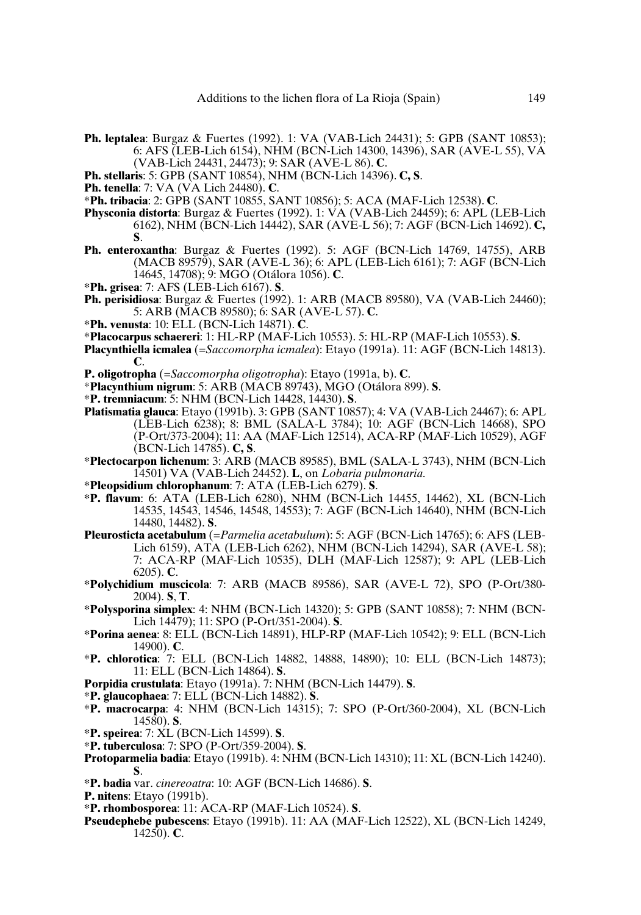**Ph. leptalea**: Burgaz & Fuertes (1992). 1: VA (VAB-Lich 24431); 5: GPB (SANT 10853); 6: AFS (LEB-Lich 6154), NHM (BCN-Lich 14300, 14396), SAR (AVE-L 55), VA (VAB-Lich 24431, 24473); 9: SAR (AVE-L 86). **C**.

**Ph. stellaris**: 5: GPB (SANT 10854), NHM (BCN-Lich 14396). **C, S**.

**Ph. tenella**: 7: VA (VA Lich 24480). **C**.

*__Ph. tribacia__: 2: GPB (SANT 10855, SANT 10856); 5: ACA (MAF-Lich 12538). **C**.

**Physconia distorta**: Burgaz & Fuertes (1992). 1: VA (VAB-Lich 24459); 6: APL (LEB-Lich 6162), NHM (BCN-Lich 14442), SAR (AVE-L 56); 7: AGF (BCN-Lich 14692). **C, S**.

**Ph. enteroxantha**: Burgaz & Fuertes (1992). 5: AGF (BCN-Lich 14769, 14755), ARB (MACB 89579), SAR (AVE-L 36); 6: APL (LEB-Lich 6161); 7: AGF (BCN-Lich 14645, 14708); 9: MGO (Otálora 1056). **C**.

*__Ph. grisea__: 7: AFS (LEB-Lich 6167). **S**.

**Ph. perisidiosa**: Burgaz & Fuertes (1992). 1: ARB (MACB 89580), VA (VAB-Lich 24460); 5: ARB (MACB 89580); 6: SAR (AVE-L 57). **C**.

*__Ph. venusta__: 10: ELL (BCN-Lich 14871). **C**.

*__Placocarpus schaereri__: 1: HL-RP (MAF-Lich 10553). 5: HL-RP (MAF-Lich 10553). **S**.

**Placynthiella icmalea** (=*Saccomorpha icmalea*): Etayo (1991a). 11: AGF (BCN-Lich 14813). **C**.

**P. oligotropha** (=*Saccomorpha oligotropha*): Etayo (1991a, b). **C**.

*__Placynthium nigrum__: 5: ARB (MACB 89743), MGO (Otálora 899). **S**.

*__P. tremniacum__: 5: NHM (BCN-Lich 14428, 14430). **S**.

**Platismatia glauca**: Etayo (1991b). 3: GPB (SANT 10857); 4: VA (VAB-Lich 24467); 6: APL (LEB-Lich 6238); 8: BML (SALA-L 3784); 10: AGF (BCN-Lich 14668), SPO (P-Ort/373-2004); 11: AA (MAF-Lich 12514), ACA-RP (MAF-Lich 10529), AGF (BCN-Lich 14785). **C, S**.

*__Plectocarpon lichenum__: 3: ARB (MACB 89585), BML (SALA-L 3743), NHM (BCN-Lich 14501) VA (VAB-Lich 24452). **L**, on *Lobaria pulmonaria.*

*__Pleopsidium chlorophanum__: 7: ATA (LEB-Lich 6279). **S**.

*__P. flavum__: 6: ATA (LEB-Lich 6280), NHM (BCN-Lich 14455, 14462), XL (BCN-Lich 14535, 14543, 14546, 14548, 14553); 7: AGF (BCN-Lich 14640), NHM (BCN-Lich 14480, 14482). **S**.

**Pleurosticta acetabulum** (=*Parmelia acetabulum*): 5: AGF (BCN-Lich 14765); 6: AFS (LEB-Lich 6159), ATA (LEB-Lich 6262), NHM (BCN-Lich 14294), SAR (AVE-L 58); 7: ACA-RP (MAF-Lich 10535), DLH (MAF-Lich 12587); 9: APL (LEB-Lich 6205). **C**.

*__Polychidium muscicola__: 7: ARB (MACB 89586), SAR (AVE-L 72), SPO (P-Ort/380-2004). **S**, **T**.

*__Polysporina simplex__: 4: NHM (BCN-Lich 14320); 5: GPB (SANT 10858); 7: NHM (BCN-Lich 14479); 11: SPO (P-Ort/351-2004). **S**.

*__Porina aenea__: 8: ELL (BCN-Lich 14891), HLP-RP (MAF-Lich 10542); 9: ELL (BCN-Lich 14900). **C**.

*__P. chlorotica__: 7: ELL (BCN-Lich 14882, 14888, 14890); 10: ELL (BCN-Lich 14873); 11: ELL (BCN-Lich 14864). **S**.

**Porpidia crustulata**: Etayo (1991a). 7: NHM (BCN-Lich 14479). **S**.

*__P. glaucophaea__: 7: ELL (BCN-Lich 14882). **S**.

*__P. macrocarpa__: 4: NHM (BCN-Lich 14315); 7: SPO (P-Ort/360-2004), XL (BCN-Lich 14580). **S**.

*__P. speirea__: 7: XL (BCN-Lich 14599). **S**.

*__P. tuberculosa__: 7: SPO (P-Ort/359-2004). **S**.

**Protoparmelia badia**: Etayo (1991b). 4: NHM (BCN-Lich 14310); 11: XL (BCN-Lich 14240). **S**.

*__P. badia__ var. *cinereoatra*: 10: AGF (BCN-Lich 14686). **S**.

**P. nitens**: Etayo (1991b).

*__P. rhombosporea__: 11: ACA-RP (MAF-Lich 10524). **S**.

**Pseudephebe pubescens**: Etayo (1991b). 11: AA (MAF-Lich 12522), XL (BCN-Lich 14249, 14250). **C**.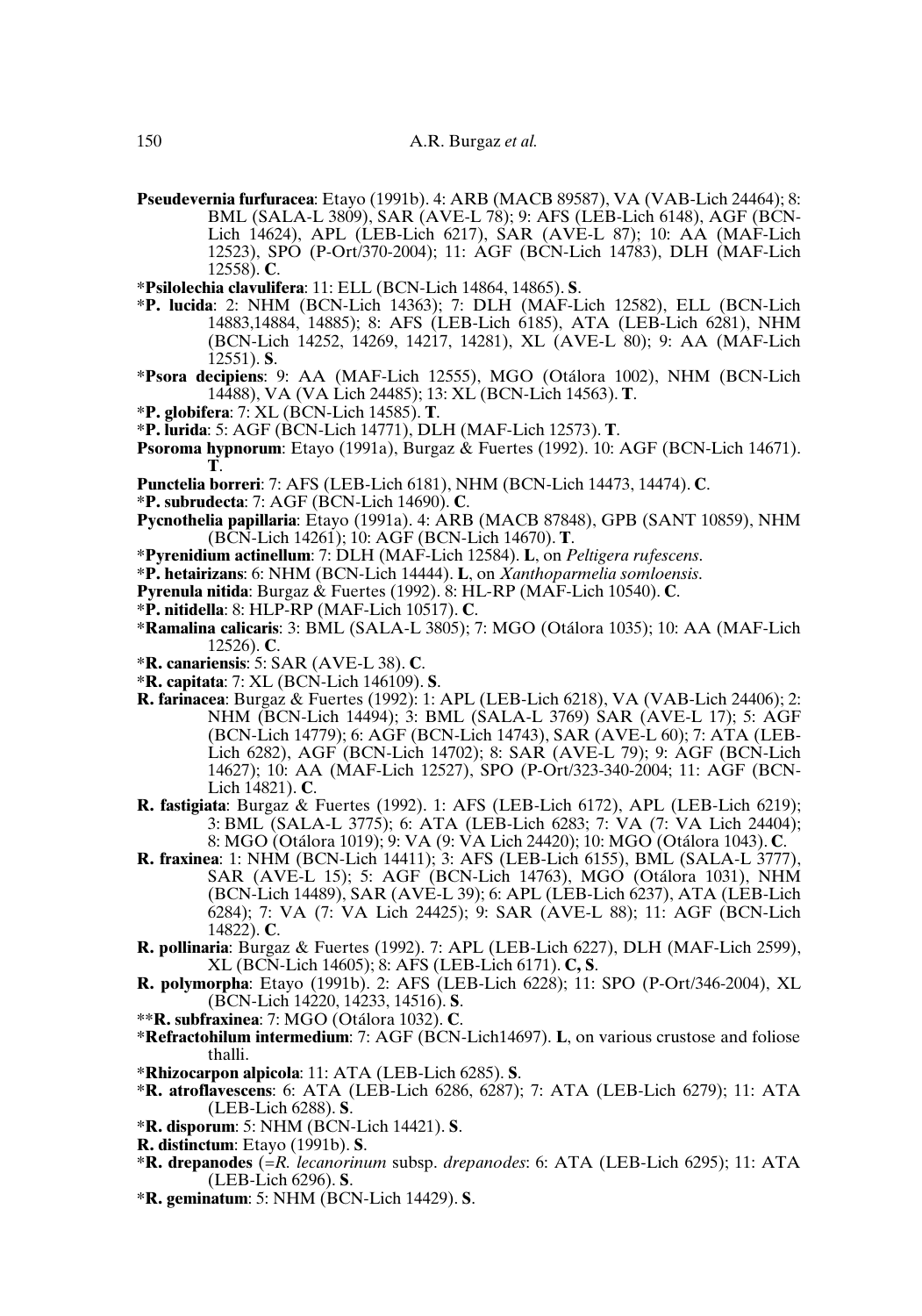**Pseudevernia furfuracea**: Etayo (1991b). 4: ARB (MACB 89587), VA (VAB-Lich 24464); 8: BML (SALA-L 3809), SAR (AVE-L 78); 9: AFS (LEB-Lich 6148), AGF (BCN-Lich 14624), APL (LEB-Lich 6217), SAR (AVE-L 87); 10: AA (MAF-Lich 12523), SPO (P-Ort/370-2004); 11: AGF (BCN-Lich 14783), DLH (MAF-Lich 12558). **C**.

*__Psilolechia clavulifera__: 11: ELL (BCN-Lich 14864, 14865). **S**.

*__P. lucida__: 2: NHM (BCN-Lich 14363); 7: DLH (MAF-Lich 12582), ELL (BCN-Lich 14883,14884, 14885); 8: AFS (LEB-Lich 6185), ATA (LEB-Lich 6281), NHM (BCN-Lich 14252, 14269, 14217, 14281), XL (AVE-L 80); 9: AA (MAF-Lich 12551). **S**.

*__Psora decipiens__: 9: AA (MAF-Lich 12555), MGO (Otálora 1002), NHM (BCN-Lich 14488), VA (VA Lich 24485); 13: XL (BCN-Lich 14563). **T**.

*__P. globifera__: 7: XL (BCN-Lich 14585). **T**.

*__P. lurida__: 5: AGF (BCN-Lich 14771), DLH (MAF-Lich 12573). **T**.

**Psoroma hypnorum**: Etayo (1991a), Burgaz & Fuertes (1992). 10: AGF (BCN-Lich 14671). **T**.

**Punctelia borreri**: 7: AFS (LEB-Lich 6181), NHM (BCN-Lich 14473, 14474). **C**.

*__P. subrudecta__: 7: AGF (BCN-Lich 14690). **C**.

**Pycnothelia papillaria**: Etayo (1991a). 4: ARB (MACB 87848), GPB (SANT 10859), NHM (BCN-Lich 14261); 10: AGF (BCN-Lich 14670). **T**.

*__Pyrenidium actinellum__: 7: DLH (MAF-Lich 12584). **L**, on *Peltigera rufescens*.

*__P. hetairizans__: 6: NHM (BCN-Lich 14444). **L**, on *Xanthoparmelia somloensis*.

**Pyrenula nitida**: Burgaz & Fuertes (1992). 8: HL-RP (MAF-Lich 10540). **C**.

*__P. nitidella__: 8: HLP-RP (MAF-Lich 10517). **C**.

*__Ramalina calicaris__: 3: BML (SALA-L 3805); 7: MGO (Otálora 1035); 10: AA (MAF-Lich 12526). **C**.

*__R. canariensis__: 5: SAR (AVE-L 38). **C**.

*__R. capitata__: 7: XL (BCN-Lich 146109). **S**.

**R. farinacea**: Burgaz & Fuertes (1992): 1: APL (LEB-Lich 6218), VA (VAB-Lich 24406); 2: NHM (BCN-Lich 14494); 3: BML (SALA-L 3769) SAR (AVE-L 17); 5: AGF (BCN-Lich 14779); 6: AGF (BCN-Lich 14743), SAR (AVE-L 60); 7: ATA (LEB-Lich 6282), AGF (BCN-Lich 14702); 8: SAR (AVE-L 79); 9: AGF (BCN-Lich 14627); 10: AA (MAF-Lich 12527), SPO (P-Ort/323-340-2004; 11: AGF (BCN-Lich 14821). **C**.

**R. fastigiata**: Burgaz & Fuertes (1992). 1: AFS (LEB-Lich 6172), APL (LEB-Lich 6219); 3: BML (SALA-L 3775); 6: ATA (LEB-Lich 6283; 7: VA (7: VA Lich 24404); 8: MGO (Otálora 1019); 9: VA (9: VA Lich 24420); 10: MGO (Otálora 1043). **C**.

**R. fraxinea**: 1: NHM (BCN-Lich 14411); 3: AFS (LEB-Lich 6155), BML (SALA-L 3777), SAR (AVE-L 15); 5: AGF (BCN-Lich 14763), MGO (Otálora 1031), NHM (BCN-Lich 14489), SAR (AVE-L 39); 6: APL (LEB-Lich 6237), ATA (LEB-Lich 6284); 7: VA (7: VA Lich 24425); 9: SAR (AVE-L 88); 11: AGF (BCN-Lich 14822). **C**.

**R. pollinaria**: Burgaz & Fuertes (1992). 7: APL (LEB-Lich 6227), DLH (MAF-Lich 2599), XL (BCN-Lich 14605); 8: AFS (LEB-Lich 6171). **C, S**.

**R. polymorpha**: Etayo (1991b). 2: AFS (LEB-Lich 6228); 11: SPO (P-Ort/346-2004), XL (BCN-Lich 14220, 14233, 14516). **S**.

**__R. subfraxinea__: 7: MGO (Otálora 1032). **C**.

*__Refractohilum intermedium__: 7: AGF (BCN-Lich14697). **L**, on various crustose and foliose thalli.

*__Rhizocarpon alpicola__: 11: ATA (LEB-Lich 6285). **S**.

*__R. atroflavescens__: 6: ATA (LEB-Lich 6286, 6287); 7: ATA (LEB-Lich 6279); 11: ATA (LEB-Lich 6288). **S**.

*__R. disporum__: 5: NHM (BCN-Lich 14421). **S**.

**R. distinctum**: Etayo (1991b). **S**.

*__R. drepanodes__ (=*R. lecanorinum* subsp. *drepanodes*: 6: ATA (LEB-Lich 6295); 11: ATA (LEB-Lich 6296). **S**.

*__R. geminatum__: 5: NHM (BCN-Lich 14429). **S**.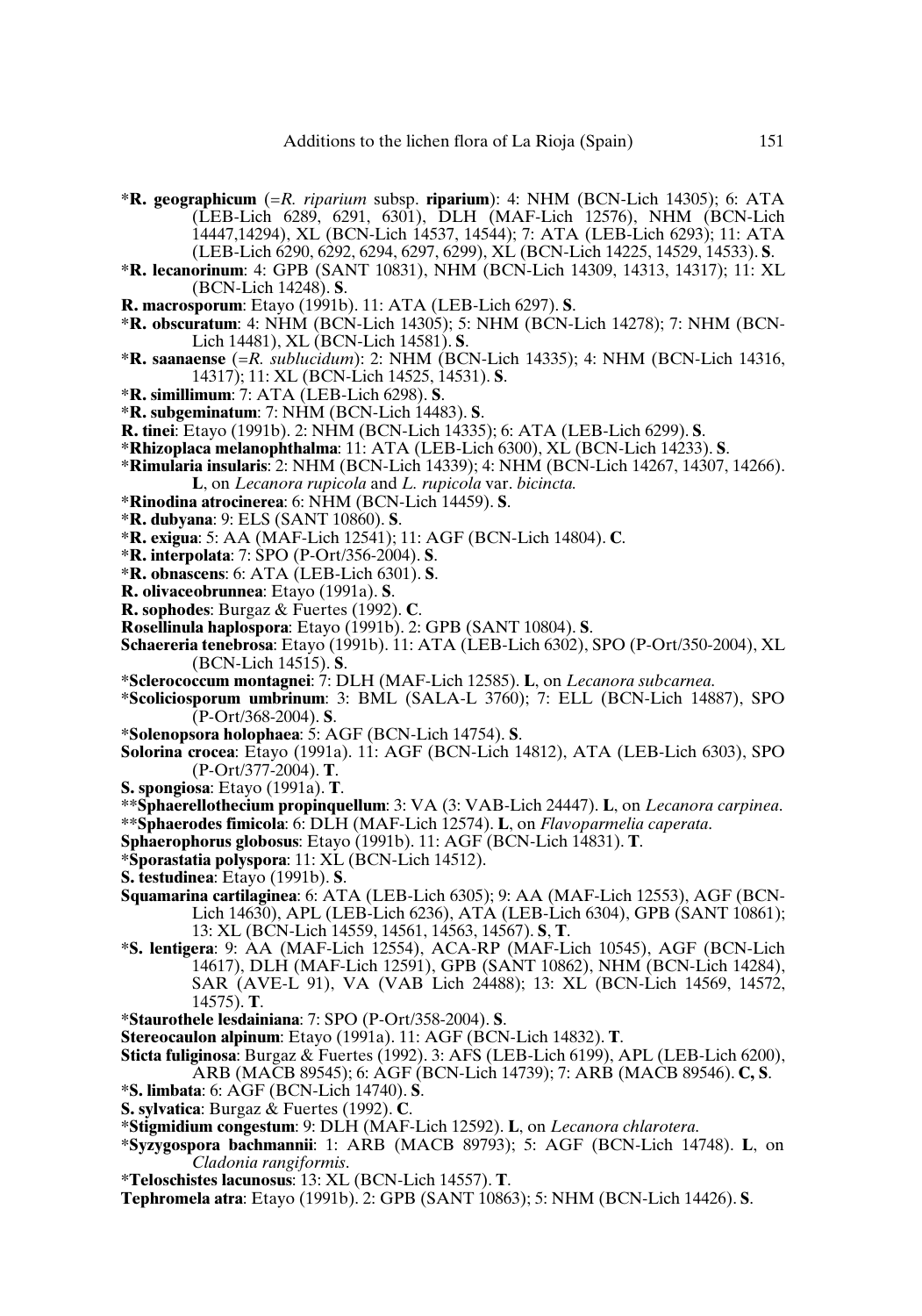\***R. geographicum** (=*R. riparium* subsp. **riparium**): 4: NHM (BCN-Lich 14305); 6: ATA (LEB-Lich 6289, 6291, 6301), DLH (MAF-Lich 12576), NHM (BCN-Lich 14447,14294), XL (BCN-Lich 14537, 14544); 7: ATA (LEB-Lich 6293); 11: ATA (LEB-Lich 6290, 6292, 6294, 6297, 6299), XL (BCN-Lich 14225, 14529, 14533). **S**.

\***R. lecanorinum**: 4: GPB (SANT 10831), NHM (BCN-Lich 14309, 14313, 14317); 11: XL (BCN-Lich 14248). **S**.

**R. macrosporum**: Etayo (1991b). 11: ATA (LEB-Lich 6297). **S**.

\***R. obscuratum**: 4: NHM (BCN-Lich 14305); 5: NHM (BCN-Lich 14278); 7: NHM (BCN-Lich 14481), XL (BCN-Lich 14581). **S**.

\***R. saanaense** (=*R. sublucidum*): 2: NHM (BCN-Lich 14335); 4: NHM (BCN-Lich 14316, 14317); 11: XL (BCN-Lich 14525, 14531). **S**.

\***R. simillimum**: 7: ATA (LEB-Lich 6298). **S**.

\***R. subgeminatum**: 7: NHM (BCN-Lich 14483). **S**.

**R. tinei**: Etayo (1991b). 2: NHM (BCN-Lich 14335); 6: ATA (LEB-Lich 6299). **S**.

\***Rhizoplaca melanophthalma**: 11: ATA (LEB-Lich 6300), XL (BCN-Lich 14233). **S**.

\***Rimularia insularis**: 2: NHM (BCN-Lich 14339); 4: NHM (BCN-Lich 14267, 14307, 14266). **L**, on *Lecanora rupicola* and *L. rupicola* var. *bicincta.*

\***Rinodina atrocinerea**: 6: NHM (BCN-Lich 14459). **S**.

\***R. dubyana**: 9: ELS (SANT 10860). **S**.

\***R. exigua**: 5: AA (MAF-Lich 12541); 11: AGF (BCN-Lich 14804). **C**.

\***R. interpolata**: 7: SPO (P-Ort/356-2004). **S**.

\***R. obnascens**: 6: ATA (LEB-Lich 6301). **S**.

**R. olivaceobrunnea**: Etayo (1991a). **S**.

**R. sophodes**: Burgaz & Fuertes (1992). **C**.

**Rosellinula haplospora**: Etayo (1991b). 2: GPB (SANT 10804). **S**.

**Schaereria tenebrosa**: Etayo (1991b). 11: ATA (LEB-Lich 6302), SPO (P-Ort/350-2004), XL (BCN-Lich 14515). **S**.

\***Sclerococcum montagnei**: 7: DLH (MAF-Lich 12585). **L**, on *Lecanora subcarnea.*

\***Scoliciosporum umbrinum**: 3: BML (SALA-L 3760); 7: ELL (BCN-Lich 14887), SPO (P-Ort/368-2004). **S**.

\***Solenopsora holophaea**: 5: AGF (BCN-Lich 14754). **S**.

**Solorina crocea**: Etayo (1991a). 11: AGF (BCN-Lich 14812), ATA (LEB-Lich 6303), SPO (P-Ort/377-2004). **T**.

**S. spongiosa**: Etayo (1991a). **T**.

\*\***Sphaerellothecium propinquellum**: 3: VA (3: VAB-Lich 24447). **L**, on *Lecanora carpinea.*

\*\***Sphaerodes fimicola**: 6: DLH (MAF-Lich 12574). **L**, on *Flavoparmelia caperata.*

**Sphaerophorus globosus**: Etayo (1991b). 11: AGF (BCN-Lich 14831). **T**.

\***Sporastatia polyspora**: 11: XL (BCN-Lich 14512).

**S. testudinea**: Etayo (1991b). **S**.

**Squamarina cartilaginea**: 6: ATA (LEB-Lich 6305); 9: AA (MAF-Lich 12553), AGF (BCN-Lich 14630), APL (LEB-Lich 6236), ATA (LEB-Lich 6304), GPB (SANT 10861); 13: XL (BCN-Lich 14559, 14561, 14563, 14567). **S**, **T**.

\***S. lentigera**: 9: AA (MAF-Lich 12554), ACA-RP (MAF-Lich 10545), AGF (BCN-Lich 14617), DLH (MAF-Lich 12591), GPB (SANT 10862), NHM (BCN-Lich 14284), SAR (AVE-L 91), VA (VAB Lich 24488); 13: XL (BCN-Lich 14569, 14572, 14575). **T**.

\***Staurothele lesdainiana**: 7: SPO (P-Ort/358-2004). **S**.

**Stereocaulon alpinum**: Etayo (1991a). 11: AGF (BCN-Lich 14832). **T**.

**Sticta fuliginosa**: Burgaz & Fuertes (1992). 3: AFS (LEB-Lich 6199), APL (LEB-Lich 6200), ARB (MACB 89545); 6: AGF (BCN-Lich 14739); 7: ARB (MACB 89546). **C, S**.

\***S. limbata**: 6: AGF (BCN-Lich 14740). **S**.

**S. sylvatica**: Burgaz & Fuertes (1992). **C**.

\***Stigmidium congestum**: 9: DLH (MAF-Lich 12592). **L**, on *Lecanora chlarotera.*

\***Syzygospora bachmannii**: 1: ARB (MACB 89793); 5: AGF (BCN-Lich 14748). **L**, on *Cladonia rangiformis.*

\***Teloschistes lacunosus**: 13: XL (BCN-Lich 14557). **T**.

**Tephromela atra**: Etayo (1991b). 2: GPB (SANT 10863); 5: NHM (BCN-Lich 14426). **S**.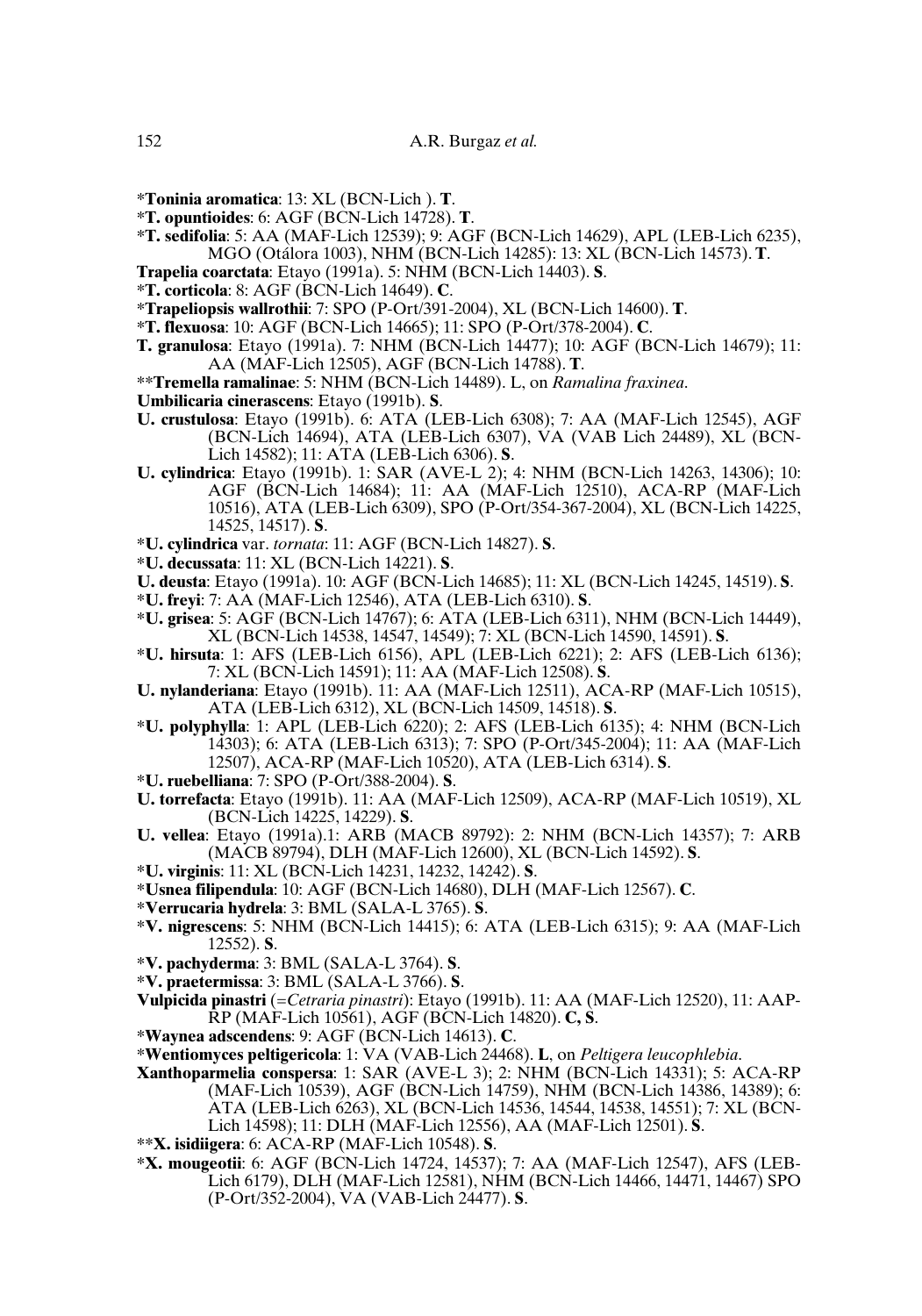***Toninia aromatica**: 13: XL (BCN-Lich ). **T**.

***T. opuntioides**: 6: AGF (BCN-Lich 14728). **T**.

***T. sedifolia**: 5: AA (MAF-Lich 12539); 9: AGF (BCN-Lich 14629), APL (LEB-Lich 6235), MGO (Otálora 1003), NHM (BCN-Lich 14285): 13: XL (BCN-Lich 14573). **T**.

**Trapelia coarctata**: Etayo (1991a). 5: NHM (BCN-Lich 14403). **S**.

***T. corticola**: 8: AGF (BCN-Lich 14649). **C**.

***Trapeliopsis wallrothii**: 7: SPO (P-Ort/391-2004), XL (BCN-Lich 14600). **T**.

***T. flexuosa**: 10: AGF (BCN-Lich 14665); 11: SPO (P-Ort/378-2004). **C**.

**T. granulosa**: Etayo (1991a). 7: NHM (BCN-Lich 14477); 10: AGF (BCN-Lich 14679); 11: AA (MAF-Lich 12505), AGF (BCN-Lich 14788). **T**.

****Tremella ramalinae**: 5: NHM (BCN-Lich 14489). L, on *Ramalina fraxinea*.

**Umbilicaria cinerascens**: Etayo (1991b). **S**.

**U. crustulosa**: Etayo (1991b). 6: ATA (LEB-Lich 6308); 7: AA (MAF-Lich 12545), AGF (BCN-Lich 14694), ATA (LEB-Lich 6307), VA (VAB Lich 24489), XL (BCN-Lich 14582); 11: ATA (LEB-Lich 6306). **S**.

**U. cylindrica**: Etayo (1991b). 1: SAR (AVE-L 2); 4: NHM (BCN-Lich 14263, 14306); 10: AGF (BCN-Lich 14684); 11: AA (MAF-Lich 12510), ACA-RP (MAF-Lich 10516), ATA (LEB-Lich 6309), SPO (P-Ort/354-367-2004), XL (BCN-Lich 14225, 14525, 14517). **S**.

***U. cylindrica** var. *tornata*: 11: AGF (BCN-Lich 14827). **S**.

***U. decussata**: 11: XL (BCN-Lich 14221). **S**.

**U. deusta**: Etayo (1991a). 10: AGF (BCN-Lich 14685); 11: XL (BCN-Lich 14245, 14519). **S**.

***U. freyi**: 7: AA (MAF-Lich 12546), ATA (LEB-Lich 6310). **S**.

***U. grisea**: 5: AGF (BCN-Lich 14767); 6: ATA (LEB-Lich 6311), NHM (BCN-Lich 14449), XL (BCN-Lich 14538, 14547, 14549); 7: XL (BCN-Lich 14590, 14591). **S**.

***U. hirsuta**: 1: AFS (LEB-Lich 6156), APL (LEB-Lich 6221); 2: AFS (LEB-Lich 6136); 7: XL (BCN-Lich 14591); 11: AA (MAF-Lich 12508). **S**.

**U. nylanderiana**: Etayo (1991b). 11: AA (MAF-Lich 12511), ACA-RP (MAF-Lich 10515), ATA (LEB-Lich 6312), XL (BCN-Lich 14509, 14518). **S**.

***U. polyphylla**: 1: APL (LEB-Lich 6220); 2: AFS (LEB-Lich 6135); 4: NHM (BCN-Lich 14303); 6: ATA (LEB-Lich 6313); 7: SPO (P-Ort/345-2004); 11: AA (MAF-Lich 12507), ACA-RP (MAF-Lich 10520), ATA (LEB-Lich 6314). **S**.

***U. ruebelliana**: 7: SPO (P-Ort/388-2004). **S**.

**U. torrefacta**: Etayo (1991b). 11: AA (MAF-Lich 12509), ACA-RP (MAF-Lich 10519), XL (BCN-Lich 14225, 14229). **S**.

**U. vellea**: Etayo (1991a).1: ARB (MACB 89792): 2: NHM (BCN-Lich 14357); 7: ARB (MACB 89794), DLH (MAF-Lich 12600), XL (BCN-Lich 14592). **S**.

***U. virginis**: 11: XL (BCN-Lich 14231, 14232, 14242). **S**.

***Usnea filipendula**: 10: AGF (BCN-Lich 14680), DLH (MAF-Lich 12567). **C**.

***Verrucaria hydrela**: 3: BML (SALA-L 3765). **S**.

***V. nigrescens**: 5: NHM (BCN-Lich 14415); 6: ATA (LEB-Lich 6315); 9: AA (MAF-Lich 12552). **S**.

***V. pachyderma**: 3: BML (SALA-L 3764). **S**.

***V. praetermissa**: 3: BML (SALA-L 3766). **S**.

**Vulpicida pinastri** (=*Cetraria pinastri*): Etayo (1991b). 11: AA (MAF-Lich 12520), 11: AAP-RP (MAF-Lich 10561), AGF (BCN-Lich 14820). **C, S**.

***Waynea adscendens**: 9: AGF (BCN-Lich 14613). **C**.

***Wentiomyces peltigericola**: 1: VA (VAB-Lich 24468). **L**, on *Peltigera leucophlebia*.

**Xanthoparmelia conspersa**: 1: SAR (AVE-L 3); 2: NHM (BCN-Lich 14331); 5: ACA-RP (MAF-Lich 10539), AGF (BCN-Lich 14759), NHM (BCN-Lich 14386, 14389); 6: ATA (LEB-Lich 6263), XL (BCN-Lich 14536, 14544, 14538, 14551); 7: XL (BCN-Lich 14598); 11: DLH (MAF-Lich 12556), AA (MAF-Lich 12501). **S**.

****X. isidiigera**: 6: ACA-RP (MAF-Lich 10548). **S**.

***X. mougeotii**: 6: AGF (BCN-Lich 14724, 14537); 7: AA (MAF-Lich 12547), AFS (LEB-Lich 6179), DLH (MAF-Lich 12581), NHM (BCN-Lich 14466, 14471, 14467) SPO (P-Ort/352-2004), VA (VAB-Lich 24477). **S**.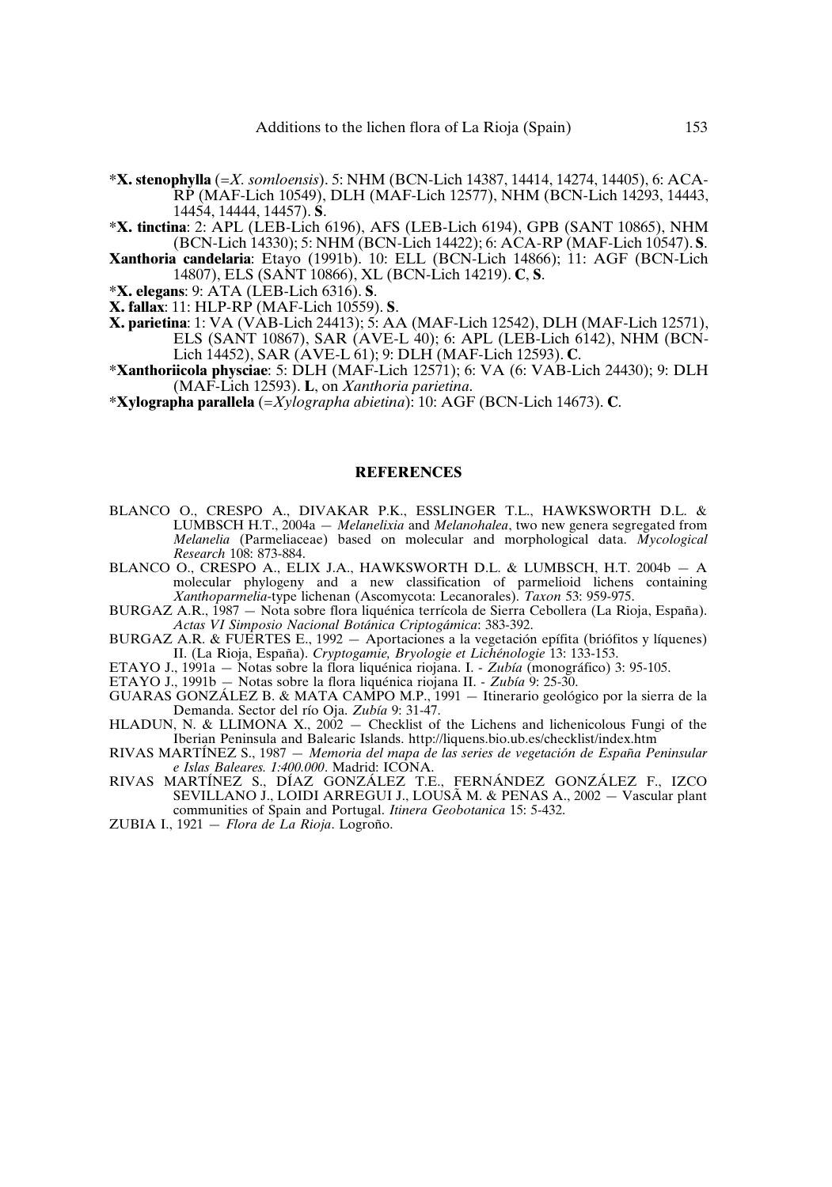***X. stenophylla** (=*X. somloensis*). 5: NHM (BCN-Lich 14387, 14414, 14274, 14405), 6: ACA-RP (MAF-Lich 10549), DLH (MAF-Lich 12577), NHM (BCN-Lich 14293, 14443, 14454, 14444, 14457). **S**.

***X. tinctina**: 2: APL (LEB-Lich 6196), AFS (LEB-Lich 6194), GPB (SANT 10865), NHM (BCN-Lich 14330); 5: NHM (BCN-Lich 14422); 6: ACA-RP (MAF-Lich 10547). **S**.

**Xanthoria candelaria**: Etayo (1991b). 10: ELL (BCN-Lich 14866); 11: AGF (BCN-Lich 14807), ELS (SANT 10866), XL (BCN-Lich 14219). **C**, **S**.

***X. elegans**: 9: ATA (LEB-Lich 6316). **S**.

**X. fallax**: 11: HLP-RP (MAF-Lich 10559). **S**.

**X. parietina**: 1: VA (VAB-Lich 24413); 5: AA (MAF-Lich 12542), DLH (MAF-Lich 12571), ELS (SANT 10867), SAR (AVE-L 40); 6: APL (LEB-Lich 6142), NHM (BCN-Lich 14452), SAR (AVE-L 61); 9: DLH (MAF-Lich 12593). **C**.

***Xanthoriicola physciae**: 5: DLH (MAF-Lich 12571); 6: VA (6: VAB-Lich 24430); 9: DLH (MAF-Lich 12593). **L**, on *Xanthoria parietina*.

***Xylographa parallela** (=*Xylographa abietina*): 10: AGF (BCN-Lich 14673). **C**.

## REFERENCES

BLANCO O., CRESPO A., DIVAKAR P.K., ESSLINGER T.L., HAWKSWORTH D.L. & LUMBSCH H.T., 2004a — *Melanelixia* and *Melanohalea*, two new genera segregated from *Melanelia* (Parmeliaceae) based on molecular and morphological data. *Mycological Research* 108: 873-884.

BLANCO O., CRESPO A., ELIX J.A., HAWKSWORTH D.L. & LUMBSCH, H.T. 2004b — A molecular phylogeny and a new classification of parmelioid lichens containing *Xanthoparmelia*-type lichenan (Ascomycota: Lecanorales). *Taxon* 53: 959-975.

BURGAZ A.R., 1987 — Nota sobre flora liquénica terrícola de Sierra Cebollera (La Rioja, España). *Actas VI Simposio Nacional Botánica Criptogámica*: 383-392.

BURGAZ A.R. & FUERTES E., 1992 — Aportaciones a la vegetación epífita (briófitos y líquenes) II. (La Rioja, España). *Cryptogamie, Bryologie et Lichénologie* 13: 133-153.

ETAYO J., 1991a — Notas sobre la flora liquénica riojana. I. - *Zubía* (monográfico) 3: 95-105.

ETAYO J., 1991b — Notas sobre la flora liquénica riojana II. - *Zubía* 9: 25-30.

GUARAS GONZÁLEZ B. & MATA CAMPO M.P., 1991 — Itinerario geológico por la sierra de la Demanda. Sector del río Oja. *Zubía* 9: 31-47.

HLADUN, N. & LLIMONA X., 2002 — Checklist of the Lichens and lichenicolous Fungi of the Iberian Peninsula and Balearic Islands. http://liquens.bio.ub.es/checklist/index.htm

RIVAS MARTÍNEZ S., 1987 — *Memoria del mapa de las series de vegetación de España Peninsular e Islas Baleares. 1:400.000*. Madrid: ICONA.

RIVAS MARTÍNEZ S., DÍAZ GONZÁLEZ T.E., FERNÁNDEZ GONZÁLEZ F., IZCO SEVILLANO J., LOIDI ARREGUI J., LOUSÃ M. & PENAS A., 2002 — Vascular plant communities of Spain and Portugal. *Itinera Geobotanica* 15: 5-432.

ZUBIA I., 1921 — *Flora de La Rioja*. Logroño.